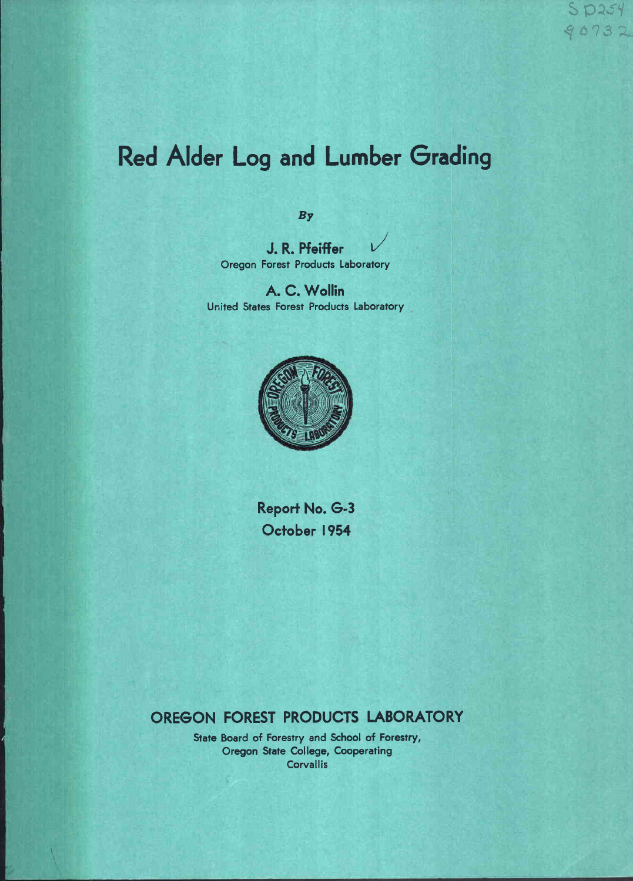# Red Alder Log and Lumber Grading

*By*

**J. R. Pfeiffer**
Oregon Forest Products Laboratory

**A. C. Wollin**
United States Forest Products Laboratory

**Report No. G-3**
**October 1954**

## OREGON FOREST PRODUCTS LABORATORY

State Board of Forestry and School of Forestry,
Oregon State College, Cooperating
Corvallis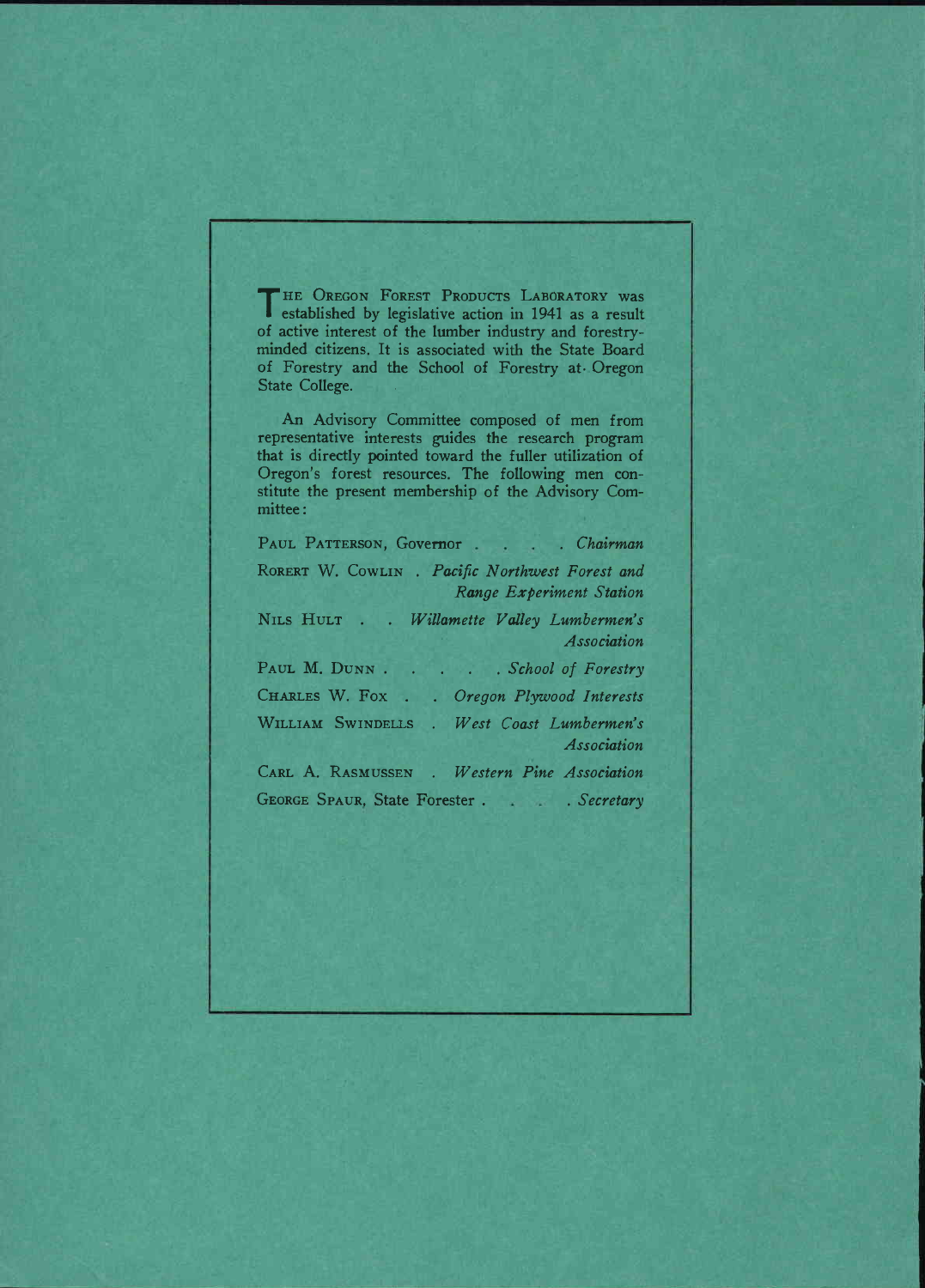THE OREGON FOREST PRODUCTS LABORATORY was established by legislative action in 1941 as a result of active interest of the lumber industry and forestry-minded citizens. It is associated with the State Board of Forestry and the School of Forestry at Oregon State College.

An Advisory Committee composed of men from representative interests guides the research program that is directly pointed toward the fuller utilization of Oregon's forest resources. The following men constitute the present membership of the Advisory Committee:

PAUL PATTERSON, Governor . . . . *Chairman*

RORERT W. COWLIN . *Pacific Northwest Forest and Range Experiment Station*

NILS HULT . . *Willamette Valley Lumbermen's Association*

PAUL M. DUNN . . . . . *School of Forestry*

CHARLES W. FOX . . *Oregon Plywood Interests*

WILLIAM SWINDELLS . *West Coast Lumbermen's Association*

CARL A. RASMUSSEN . *Western Pine Association*

GEORGE SPAUR, State Forester . . . . *Secretary*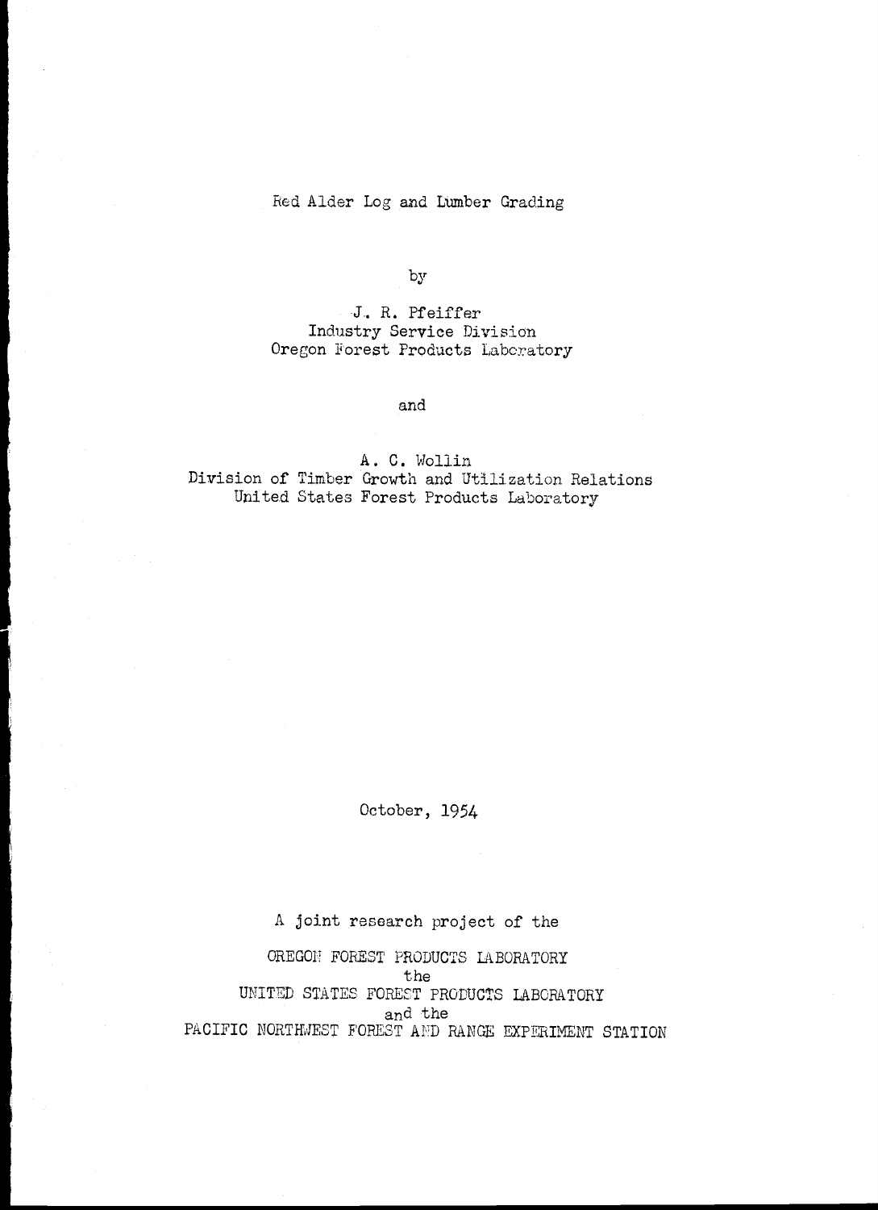# Red Alder Log and Lumber Grading

by

J. R. Pfeiffer
Industry Service Division
Oregon Forest Products Laboratory

and

A. C. Wollin
Division of Timber Growth and Utilization Relations
United States Forest Products Laboratory

October, 1954

A joint research project of the

OREGON FOREST PRODUCTS LABORATORY
the
UNITED STATES FOREST PRODUCTS LABORATORY
and the
PACIFIC NORTHWEST FOREST AND RANGE EXPERIMENT STATION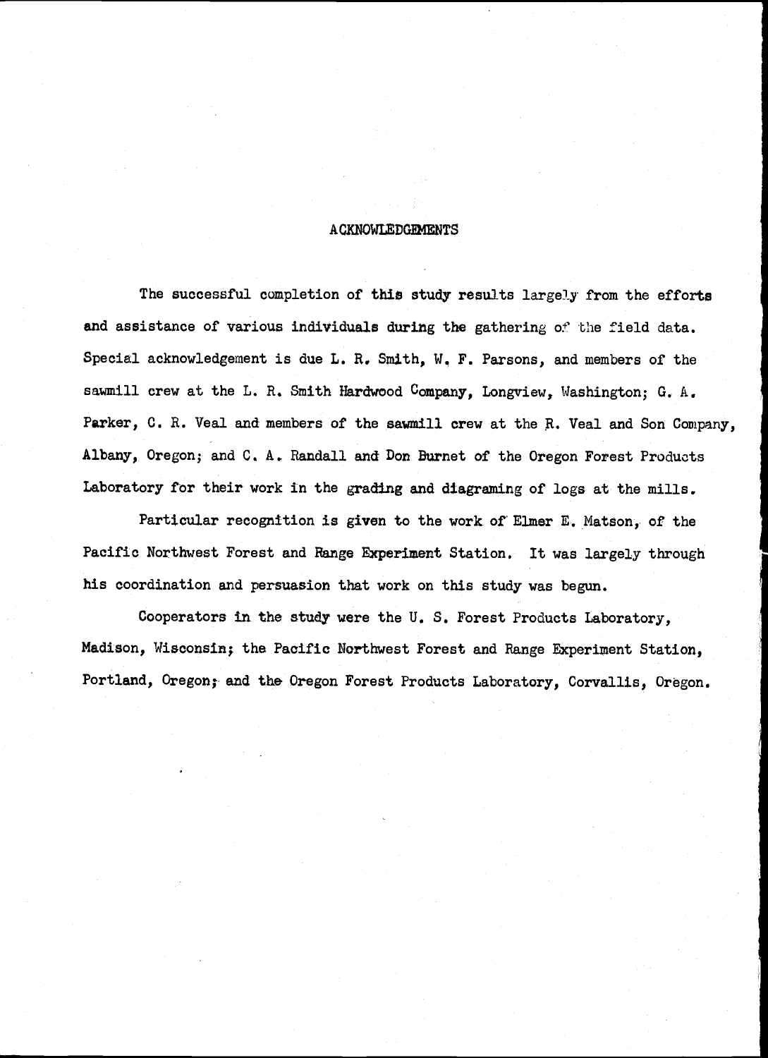# ACKNOWLEDGEMENTS

The successful completion of this study results largely from the efforts and assistance of various individuals during the gathering of the field data. Special acknowledgement is due L. R. Smith, W. F. Parsons, and members of the sawmill crew at the L. R. Smith Hardwood Company, Longview, Washington; G. A. Parker, C. R. Veal and members of the sawmill crew at the R. Veal and Son Company, Albany, Oregon; and C. A. Randall and Don Burnet of the Oregon Forest Products Laboratory for their work in the grading and diagraming of logs at the mills.

Particular recognition is given to the work of Elmer E. Matson, of the Pacific Northwest Forest and Range Experiment Station. It was largely through his coordination and persuasion that work on this study was begun.

Cooperators in the study were the U. S. Forest Products Laboratory, Madison, Wisconsin; the Pacific Northwest Forest and Range Experiment Station, Portland, Oregon; and the Oregon Forest Products Laboratory, Corvallis, Oregon.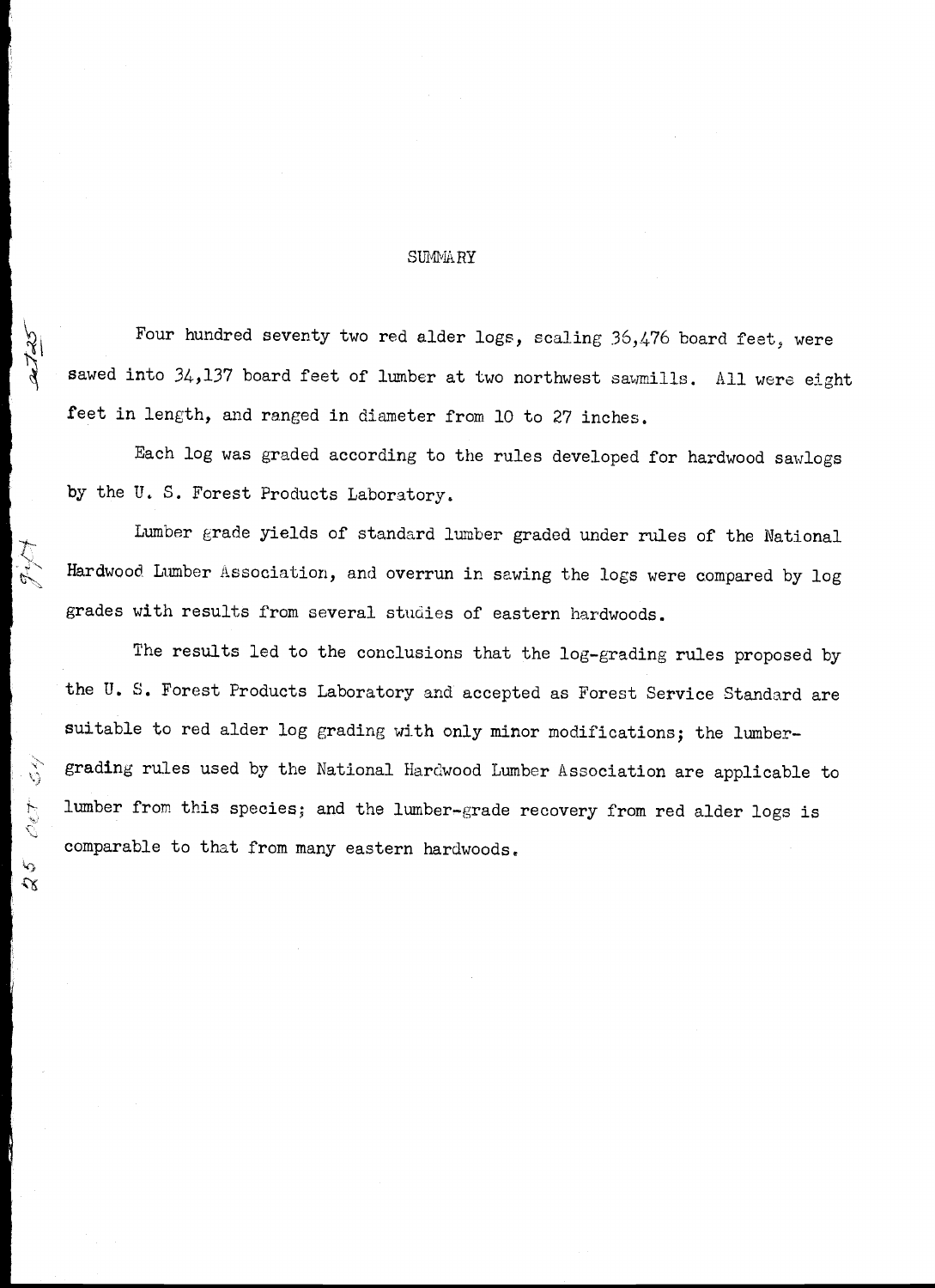# SUMMARY

Four hundred seventy two red alder logs, scaling 36,476 board feet, were sawed into 34,137 board feet of lumber at two northwest sawmills. All were eight feet in length, and ranged in diameter from 10 to 27 inches.

Each log was graded according to the rules developed for hardwood sawlogs by the U. S. Forest Products Laboratory.

Lumber grade yields of standard lumber graded under rules of the National Hardwood Lumber Association, and overrun in sawing the logs were compared by log grades with results from several studies of eastern hardwoods.

The results led to the conclusions that the log-grading rules proposed by the U. S. Forest Products Laboratory and accepted as Forest Service Standard are suitable to red alder log grading with only minor modifications; the lumber-grading rules used by the National Hardwood Lumber Association are applicable to lumber from this species; and the lumber-grade recovery from red alder logs is comparable to that from many eastern hardwoods.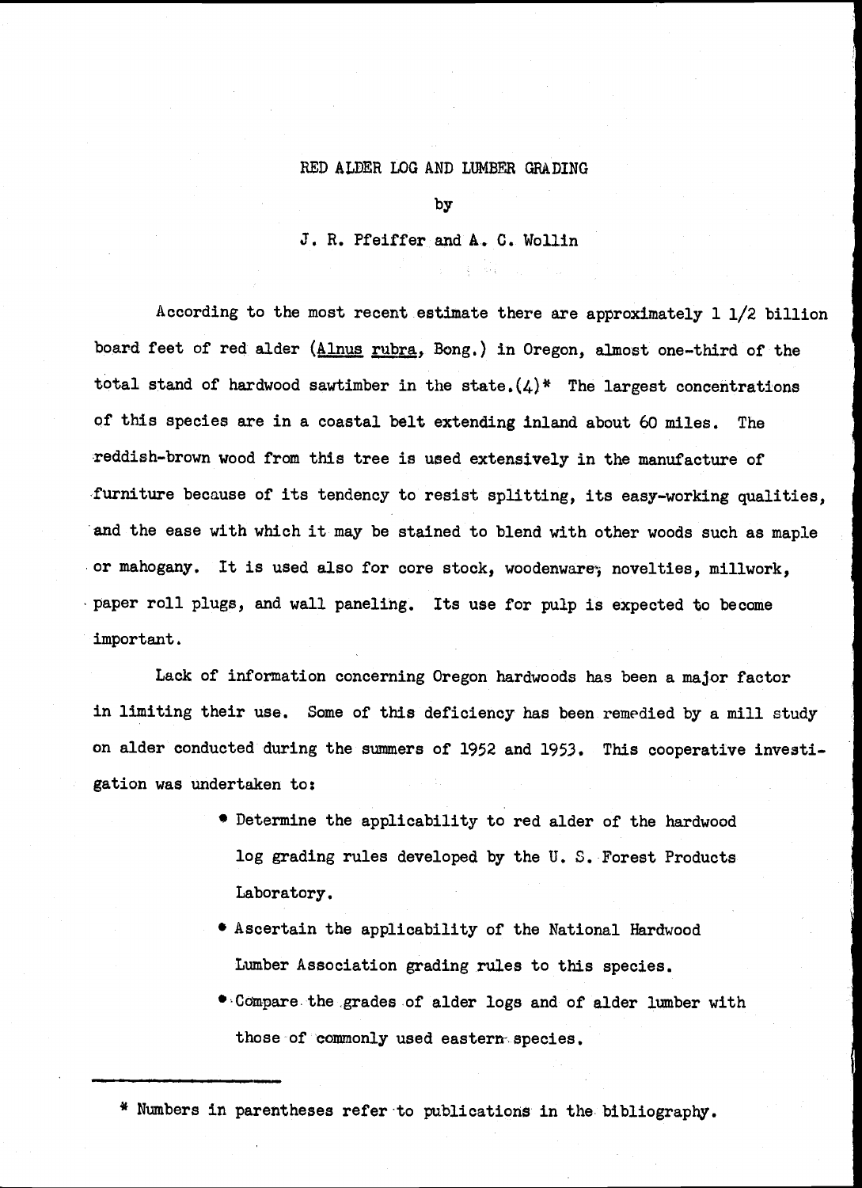# RED ALDER LOG AND LUMBER GRADING

by

J. R. Pfeiffer and A. C. Wollin

According to the most recent estimate there are approximately 1 1/2 billion board feet of red alder (Alnus rubra, Bong.) in Oregon, almost one-third of the total stand of hardwood sawtimber in the state.(4)* The largest concentrations of this species are in a coastal belt extending inland about 60 miles. The reddish-brown wood from this tree is used extensively in the manufacture of furniture because of its tendency to resist splitting, its easy-working qualities, and the ease with which it may be stained to blend with other woods such as maple or mahogany. It is used also for core stock, woodenware, novelties, millwork, paper roll plugs, and wall paneling. Its use for pulp is expected to become important.

Lack of information concerning Oregon hardwoods has been a major factor in limiting their use. Some of this deficiency has been remedied by a mill study on alder conducted during the summers of 1952 and 1953. This cooperative investigation was undertaken to:

- Determine the applicability to red alder of the hardwood log grading rules developed by the U. S. Forest Products Laboratory.
- Ascertain the applicability of the National Hardwood Lumber Association grading rules to this species.
- Compare the grades of alder logs and of alder lumber with those of commonly used eastern species.

\* Numbers in parentheses refer to publications in the bibliography.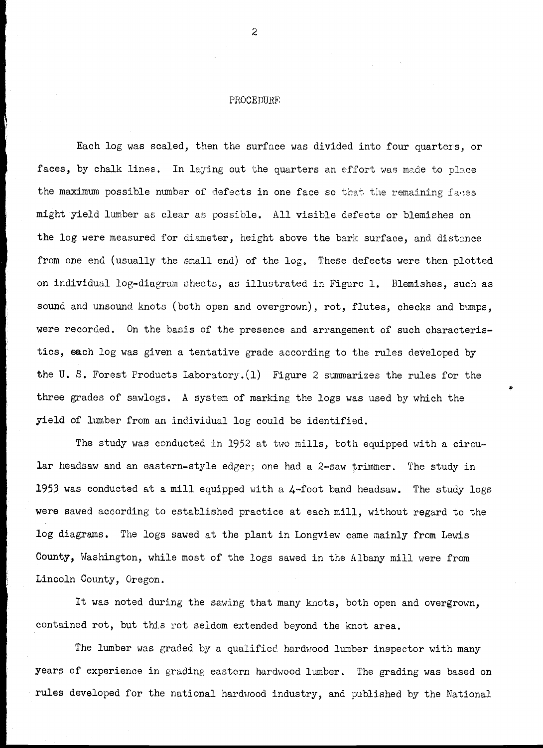## PROCEDURE

Each log was scaled, then the surface was divided into four quarters, or faces, by chalk lines. In laying out the quarters an effort was made to place the maximum possible number of defects in one face so that the remaining faces might yield lumber as clear as possible. All visible defects or blemishes on the log were measured for diameter, height above the bark surface, and distance from one end (usually the small end) of the log. These defects were then plotted on individual log-diagram sheets, as illustrated in Figure 1. Blemishes, such as sound and unsound knots (both open and overgrown), rot, flutes, checks and bumps, were recorded. On the basis of the presence and arrangement of such characteristics, each log was given a tentative grade according to the rules developed by the U. S. Forest Products Laboratory.(1) Figure 2 summarizes the rules for the three grades of sawlogs. A system of marking the logs was used by which the yield of lumber from an individual log could be identified.

The study was conducted in 1952 at two mills, both equipped with a circular headsaw and an eastern-style edger; one had a 2-saw trimmer. The study in 1953 was conducted at a mill equipped with a 4-foot band headsaw. The study logs were sawed according to established practice at each mill, without regard to the log diagrams. The logs sawed at the plant in Longview came mainly from Lewis County, Washington, while most of the logs sawed in the Albany mill were from Lincoln County, Oregon.

It was noted during the sawing that many knots, both open and overgrown, contained rot, but this rot seldom extended beyond the knot area.

The lumber was graded by a qualified hardwood lumber inspector with many years of experience in grading eastern hardwood lumber. The grading was based on rules developed for the national hardwood industry, and published by the National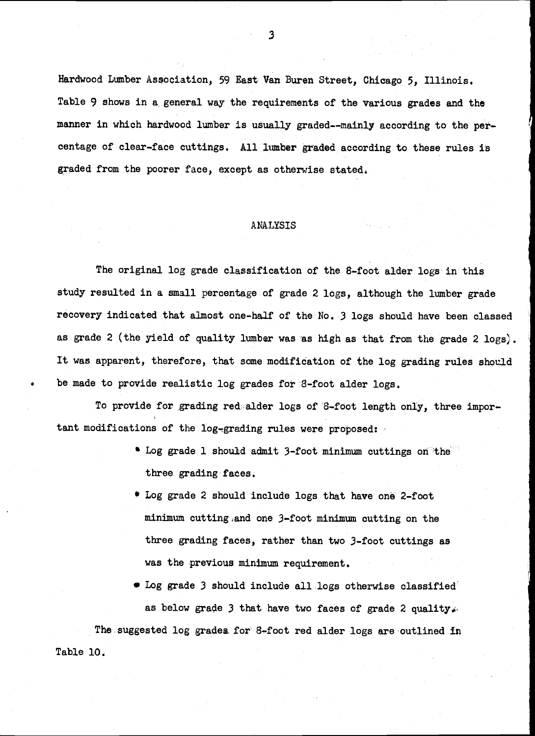Hardwood Lumber Association, 59 East Van Buren Street, Chicago 5, Illinois. Table 9 shows in a general way the requirements of the various grades and the manner in which hardwood lumber is usually graded--mainly according to the percentage of clear-face cuttings. All lumber graded according to these rules is graded from the poorer face, except as otherwise stated.

## ANALYSIS

The original log grade classification of the 8-foot alder logs in this study resulted in a small percentage of grade 2 logs, although the lumber grade recovery indicated that almost one-half of the No. 3 logs should have been classed as grade 2 (the yield of quality lumber was as high as that from the grade 2 logs). It was apparent, therefore, that some modification of the log grading rules should be made to provide realistic log grades for 8-foot alder logs.

To provide for grading red alder logs of 8-foot length only, three important modifications of the log-grading rules were proposed:

- Log grade 1 should admit 3-foot minimum cuttings on the three grading faces.
- Log grade 2 should include logs that have one 2-foot minimum cutting and one 3-foot minimum cutting on the three grading faces, rather than two 3-foot cuttings as was the previous minimum requirement.
- Log grade 3 should include all logs otherwise classified as below grade 3 that have two faces of grade 2 quality.

The suggested log grades for 8-foot red alder logs are outlined in Table 10.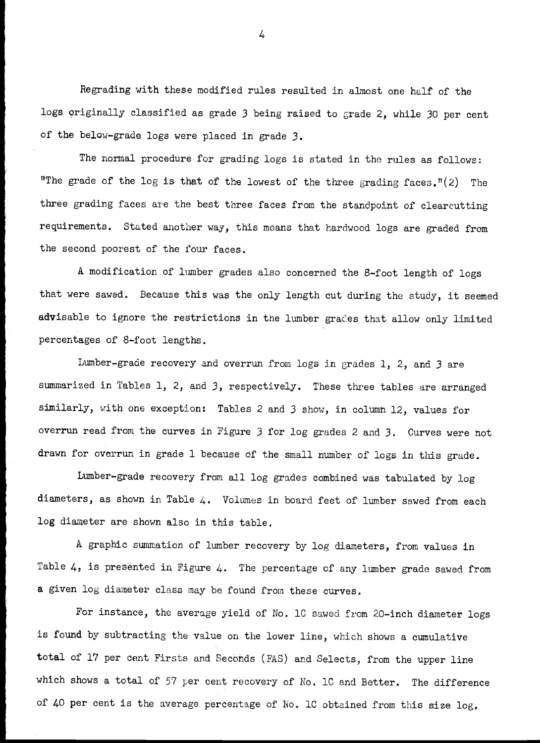Regrading with these modified rules resulted in almost one half of the logs originally classified as grade 3 being raised to grade 2, while 30 per cent of the below-grade logs were placed in grade 3.

The normal procedure for grading logs is stated in the rules as follows: "The grade of the log is that of the lowest of the three grading faces."(2) The three grading faces are the best three faces from the standpoint of clearcutting requirements. Stated another way, this means that hardwood logs are graded from the second poorest of the four faces.

A modification of lumber grades also concerned the 8-foot length of logs that were sawed. Because this was the only length cut during the study, it seemed advisable to ignore the restrictions in the lumber grades that allow only limited percentages of 8-foot lengths.

Lumber-grade recovery and overrun from logs in grades 1, 2, and 3 are summarized in Tables 1, 2, and 3, respectively. These three tables are arranged similarly, with one exception: Tables 2 and 3 show, in column 12, values for overrun read from the curves in Figure 3 for log grades 2 and 3. Curves were not drawn for overrun in grade 1 because of the small number of logs in this grade.

Lumber-grade recovery from all log grades combined was tabulated by log diameters, as shown in Table 4. Volumes in board feet of lumber sawed from each log diameter are shown also in this table.

A graphic summation of lumber recovery by log diameters, from values in Table 4, is presented in Figure 4. The percentage of any lumber grade sawed from a given log diameter class may be found from these curves.

For instance, the average yield of No. 1C sawed from 20-inch diameter logs is found by subtracting the value on the lower line, which shows a cumulative total of 17 per cent Firsts and Seconds (FAS) and Selects, from the upper line which shows a total of 57 per cent recovery of No. 1C and Better. The difference of 40 per cent is the average percentage of No. 1C obtained from this size log.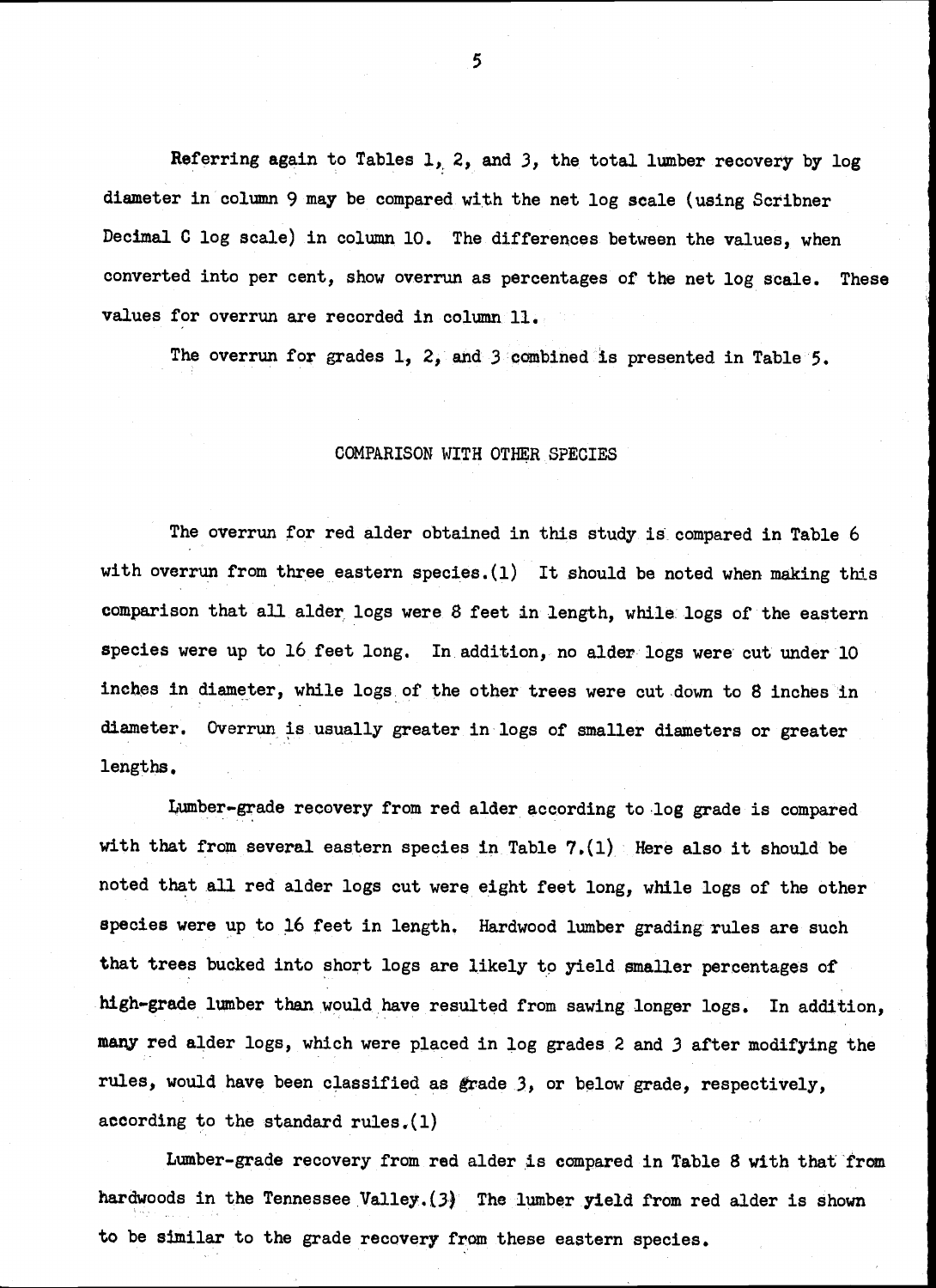Referring again to Tables 1, 2, and 3, the total lumber recovery by log diameter in column 9 may be compared with the net log scale (using Scribner Decimal C log scale) in column 10. The differences between the values, when converted into per cent, show overrun as percentages of the net log scale. These values for overrun are recorded in column 11.

The overrun for grades 1, 2, and 3 combined is presented in Table 5.

## COMPARISON WITH OTHER SPECIES

The overrun for red alder obtained in this study is compared in Table 6 with overrun from three eastern species.(1) It should be noted when making this comparison that all alder logs were 8 feet in length, while logs of the eastern species were up to 16 feet long. In addition, no alder logs were cut under 10 inches in diameter, while logs of the other trees were cut down to 8 inches in diameter. Overrun is usually greater in logs of smaller diameters or greater lengths.

Lumber-grade recovery from red alder according to log grade is compared with that from several eastern species in Table 7.(1) Here also it should be noted that all red alder logs cut were eight feet long, while logs of the other species were up to 16 feet in length. Hardwood lumber grading rules are such that trees bucked into short logs are likely to yield smaller percentages of high-grade lumber than would have resulted from sawing longer logs. In addition, many red alder logs, which were placed in log grades 2 and 3 after modifying the rules, would have been classified as grade 3, or below grade, respectively, according to the standard rules.(1)

Lumber-grade recovery from red alder is compared in Table 8 with that from hardwoods in the Tennessee Valley.(3) The lumber yield from red alder is shown to be similar to the grade recovery from these eastern species.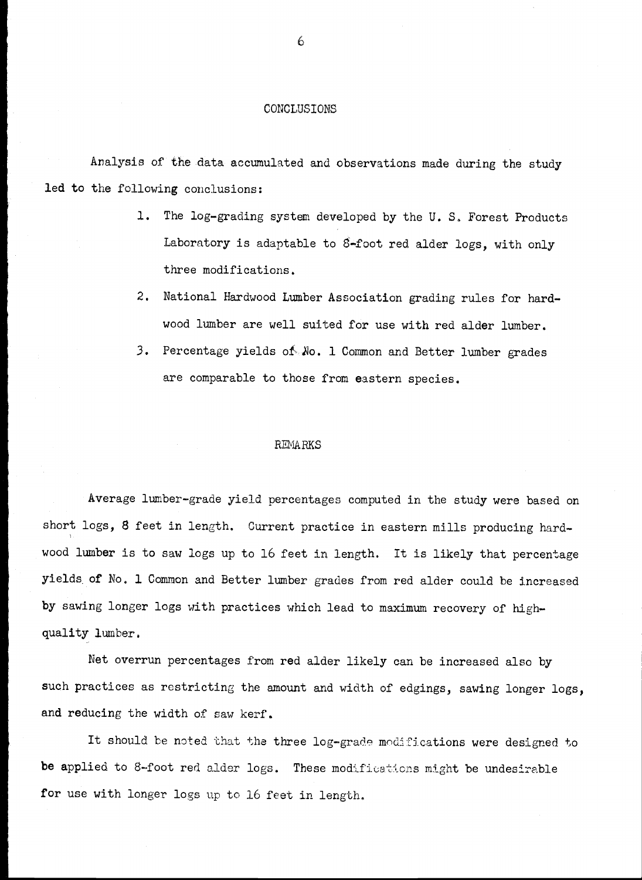## CONCLUSIONS

Analysis of the data accumulated and observations made during the study led to the following conclusions:

1. The log-grading system developed by the U. S. Forest Products Laboratory is adaptable to 8-foot red alder logs, with only three modifications.
2. National Hardwood Lumber Association grading rules for hardwood lumber are well suited for use with red alder lumber.
3. Percentage yields of No. 1 Common and Better lumber grades are comparable to those from eastern species.

## REMARKS

Average lumber-grade yield percentages computed in the study were based on short logs, 8 feet in length. Current practice in eastern mills producing hardwood lumber is to saw logs up to 16 feet in length. It is likely that percentage yields of No. 1 Common and Better lumber grades from red alder could be increased by sawing longer logs with practices which lead to maximum recovery of high-quality lumber.

Net overrun percentages from red alder likely can be increased also by such practices as restricting the amount and width of edgings, sawing longer logs, and reducing the width of saw kerf.

It should be noted that the three log-grade modifications were designed to be applied to 8-foot red alder logs. These modifications might be undesirable for use with longer logs up to 16 feet in length.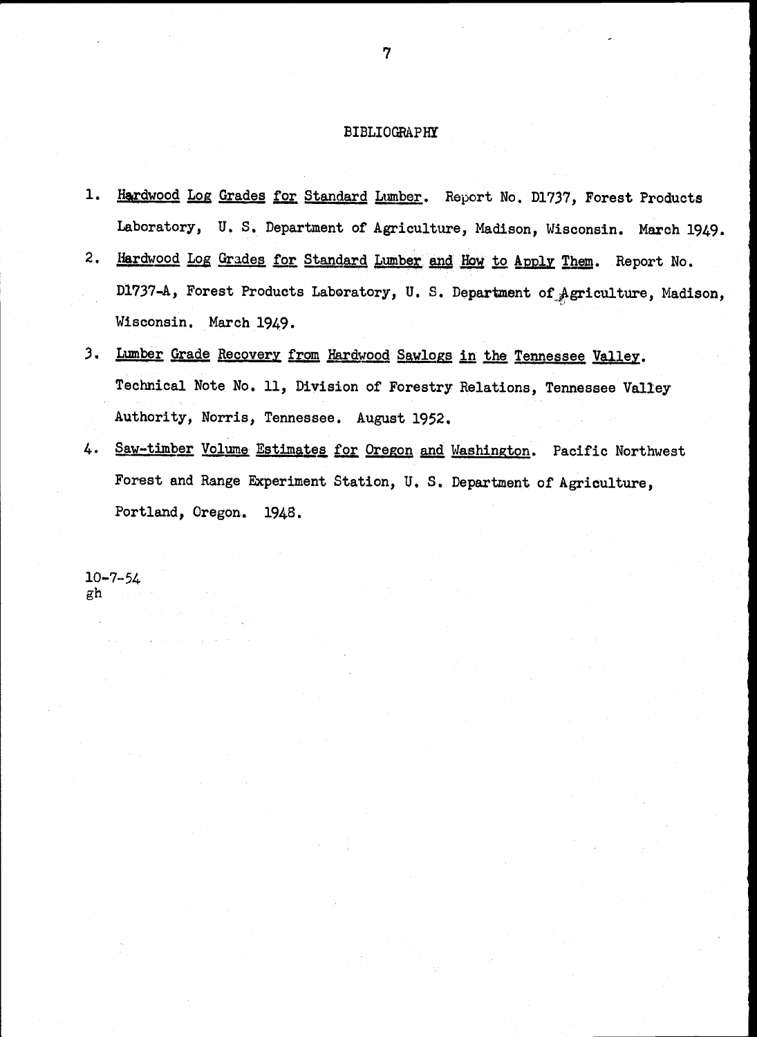# BIBLIOGRAPHY

1. Hardwood Log Grades for Standard Lumber. Report No. D1737, Forest Products Laboratory, U. S. Department of Agriculture, Madison, Wisconsin. March 1949.
2. Hardwood Log Grades for Standard Lumber and How to Apply Them. Report No. D1737-A, Forest Products Laboratory, U. S. Department of Agriculture, Madison, Wisconsin. March 1949.
3. Lumber Grade Recovery from Hardwood Sawlogs in the Tennessee Valley. Technical Note No. 11, Division of Forestry Relations, Tennessee Valley Authority, Norris, Tennessee. August 1952.
4. Saw-timber Volume Estimates for Oregon and Washington. Pacific Northwest Forest and Range Experiment Station, U. S. Department of Agriculture, Portland, Oregon. 1948.

10-7-54
gh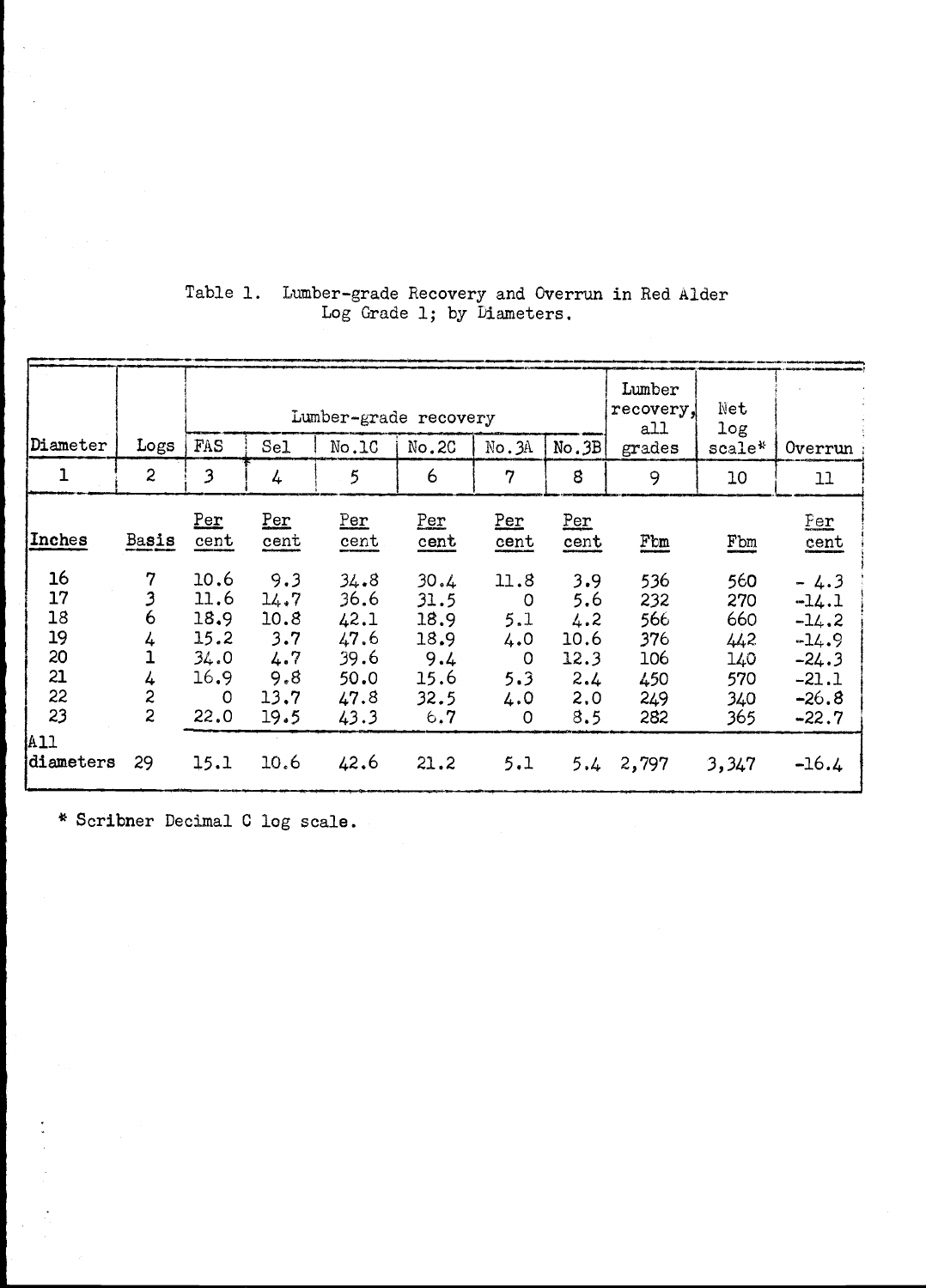Table 1. Lumber-grade Recovery and Overrun in Red Alder Log Grade 1; by Diameters.

| Diameter | Logs | Lumber-grade recovery | | | | | | Lumber recovery, all grades | Net log scale* | Overrun |
|---|---|---|---|---|---|---|---|---|---|---|
| | | FAS | Sel | No.1C | No.2C | No.3A | No.3B | | | |
| 1 | 2 | 3 | 4 | 5 | 6 | 7 | 8 | 9 | 10 | 11 |
| Inches | Basis | Per cent | Per cent | Per cent | Per cent | Per cent | Per cent | Fbm | Fbm | Per cent |
| 16 | 7 | 10.6 | 9.3 | 34.8 | 30.4 | 11.8 | 3.9 | 536 | 560 | - 4.3 |
| 17 | 3 | 11.6 | 14.7 | 36.6 | 31.5 | 0 | 5.6 | 232 | 270 | -14.1 |
| 18 | 6 | 18.9 | 10.8 | 42.1 | 18.9 | 5.1 | 4.2 | 566 | 660 | -14.2 |
| 19 | 4 | 15.2 | 3.7 | 47.6 | 18.9 | 4.0 | 10.6 | 376 | 442 | -14.9 |
| 20 | 1 | 34.0 | 4.7 | 39.6 | 9.4 | 0 | 12.3 | 106 | 140 | -24.3 |
| 21 | 4 | 16.9 | 9.8 | 50.0 | 15.6 | 5.3 | 2.4 | 450 | 570 | -21.1 |
| 22 | 2 | 0 | 13.7 | 47.8 | 32.5 | 4.0 | 2.0 | 249 | 340 | -26.8 |
| 23 | 2 | 22.0 | 19.5 | 43.3 | 6.7 | 0 | 8.5 | 282 | 365 | -22.7 |
| All diameters | 29 | 15.1 | 10.6 | 42.6 | 21.2 | 5.1 | 5.4 | 2,797 | 3,347 | -16.4 |

* Scribner Decimal C log scale.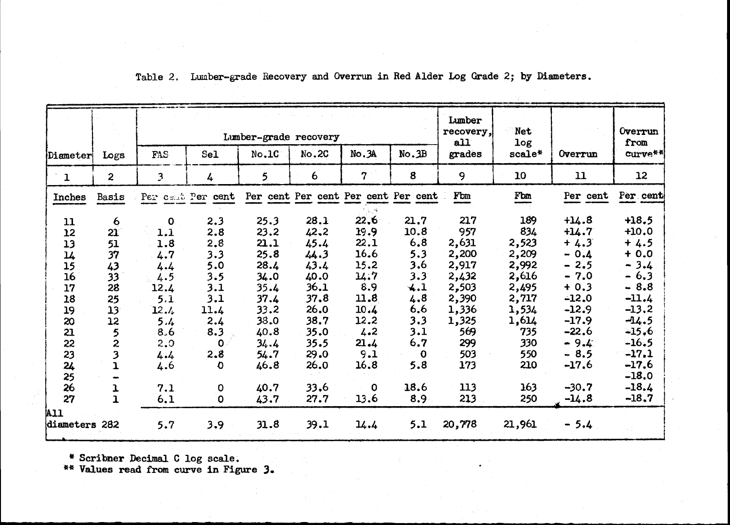Table 2. Lumber-grade Recovery and Overrun in Red Alder Log Grade 2; by Diameters.

| Diameter | Logs | Lumber-grade recovery | | | | | | Lumber recovery, all grades | Net log scale* | Overrun | Overrun from curve** |
|---|---|---|---|---|---|---|---|---|---|---|---|
| | | FAS | Sel | No.1C | No.2C | No.3A | No.3B | | | | |
| 1 | 2 | 3 | 4 | 5 | 6 | 7 | 8 | 9 | 10 | 11 | 12 |
| Inches | Basis | Per cent | Per cent | Per cent | Per cent | Per cent | Per cent | Fbm | Fbm | Per cent | Per cent |
| 11 | 6 | 0 | 2.3 | 25.3 | 28.1 | 22.6 | 21.7 | 217 | 189 | +14.8 | +18.5 |
| 12 | 21 | 1.1 | 2.8 | 23.2 | 42.2 | 19.9 | 10.8 | 957 | 834 | +14.7 | +10.0 |
| 13 | 51 | 1.8 | 2.8 | 21.1 | 45.4 | 22.1 | 6.8 | 2,631 | 2,523 | + 4.3 | + 4.5 |
| 14 | 37 | 4.7 | 3.3 | 25.8 | 44.3 | 16.6 | 5.3 | 2,200 | 2,209 | - 0.4 | + 0.0 |
| 15 | 43 | 4.4 | 5.0 | 28.4 | 43.4 | 15.2 | 3.6 | 2,917 | 2,992 | - 2.5 | - 3.4 |
| 16 | 33 | 4.5 | 3.5 | 34.0 | 40.0 | 14.7 | 3.3 | 2,432 | 2,616 | - 7.0 | - 6.3 |
| 17 | 28 | 12.4 | 3.1 | 35.4 | 36.1 | 8.9 | 4.1 | 2,503 | 2,495 | + 0.3 | - 8.8 |
| 18 | 25 | 5.1 | 3.1 | 37.4 | 37.8 | 11.8 | 4.8 | 2,390 | 2,717 | -12.0 | -11.4 |
| 19 | 13 | 12.4 | 11.4 | 33.2 | 26.0 | 10.4 | 6.6 | 1,336 | 1,534 | -12.9 | -13.2 |
| 20 | 12 | 5.4 | 2.4 | 38.0 | 38.7 | 12.2 | 3.3 | 1,325 | 1,614 | -17.9 | -14.5 |
| 21 | 5 | 8.6 | 8.3 | 40.8 | 35.0 | 4.2 | 3.1 | 569 | 735 | -22.6 | -15.6 |
| 22 | 2 | 2.0 | 0 | 34.4 | 35.5 | 21.4 | 6.7 | 299 | 330 | - 9.4 | -16.5 |
| 23 | 3 | 4.4 | 2.8 | 54.7 | 29.0 | 9.1 | 0 | 503 | 550 | - 8.5 | -17.1 |
| 24 | 1 | 4.6 | 0 | 46.8 | 26.0 | 16.8 | 5.8 | 173 | 210 | -17.6 | -17.6 |
| 25 | - | | | | | | | | | | -18.0 |
| 26 | 1 | 7.1 | 0 | 40.7 | 33.6 | 0 | 18.6 | 113 | 163 | -30.7 | -18.4 |
| 27 | 1 | 6.1 | 0 | 43.7 | 27.7 | 13.6 | 8.9 | 213 | 250 | -14.8 | -18.7 |
| All diameters | 282 | 5.7 | 3.9 | 31.8 | 39.1 | 14.4 | 5.1 | 20,778 | 21,961 | - 5.4 | |

\* Scribner Decimal C log scale.
\*\* Values read from curve in Figure 3.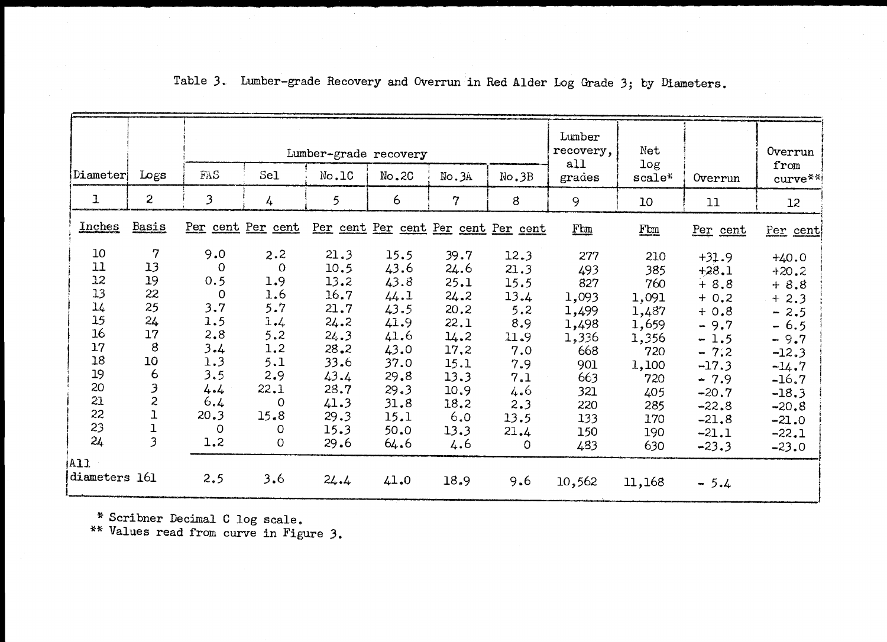Table 3. Lumber-grade Recovery and Overrun in Red Alder Log Grade 3; by Diameters.

| Diameter | Logs | Lumber-grade recovery | | | | | | Lumber recovery, all grades | Net log scale* | Overrun | Overrun from curve** |
|---|---|---|---|---|---|---|---|---|---|---|---|
| | | FAS | Sel | No.1C | No.2C | No.3A | No.3B | | | | |
| 1 | 2 | 3 | 4 | 5 | 6 | 7 | 8 | 9 | 10 | 11 | 12 |
| Inches | Basis | Per cent | Per cent | Per cent | Per cent | Per cent | Per cent | Fbm | Fbm | Per cent | Per cent |
| 10 | 7 | 9.0 | 2.2 | 21.3 | 15.5 | 39.7 | 12.3 | 277 | 210 | +31.9 | +40.0 |
| 11 | 13 | 0 | 0 | 10.5 | 43.6 | 24.6 | 21.3 | 493 | 385 | +28.1 | +20.2 |
| 12 | 19 | 0.5 | 1.9 | 13.2 | 43.8 | 25.1 | 15.5 | 827 | 760 | + 8.8 | + 8.8 |
| 13 | 22 | 0 | 1.6 | 16.7 | 44.1 | 24.2 | 13.4 | 1,093 | 1,091 | + 0.2 | + 2.3 |
| 14 | 25 | 3.7 | 5.7 | 21.7 | 43.5 | 20.2 | 5.2 | 1,499 | 1,487 | + 0.8 | - 2.5 |
| 15 | 24 | 1.5 | 1.4 | 24.2 | 41.9 | 22.1 | 8.9 | 1,498 | 1,659 | - 9.7 | - 6.5 |
| 16 | 17 | 2.8 | 5.2 | 24.3 | 41.6 | 14.2 | 11.9 | 1,336 | 1,356 | - 1.5 | - 9.7 |
| 17 | 8 | 3.4 | 1.2 | 28.2 | 43.0 | 17.2 | 7.0 | 668 | 720 | - 7.2 | -12.3 |
| 18 | 10 | 1.3 | 5.1 | 33.6 | 37.0 | 15.1 | 7.9 | 901 | 1,100 | -17.3 | -14.7 |
| 19 | 6 | 3.5 | 2.9 | 43.4 | 29.8 | 13.3 | 7.1 | 663 | 720 | - 7.9 | -16.7 |
| 20 | 3 | 4.4 | 22.1 | 28.7 | 29.3 | 10.9 | 4.6 | 321 | 405 | -20.7 | -18.3 |
| 21 | 2 | 6.4 | 0 | 41.3 | 31.8 | 18.2 | 2.3 | 220 | 285 | -22.8 | -20.8 |
| 22 | 1 | 20.3 | 15.8 | 29.3 | 15.1 | 6.0 | 13.5 | 133 | 170 | -21.8 | -21.0 |
| 23 | 1 | 0 | 0 | 15.3 | 50.0 | 13.3 | 21.4 | 150 | 190 | -21.1 | -22.1 |
| 24 | 3 | 1.2 | 0 | 29.6 | 64.6 | 4.6 | 0 | 483 | 630 | -23.3 | -23.0 |
| All diameters | 161 | 2.5 | 3.6 | 24.4 | 41.0 | 18.9 | 9.6 | 10,562 | 11,168 | - 5.4 | |

\* Scribner Decimal C log scale.
\*\* Values read from curve in Figure 3.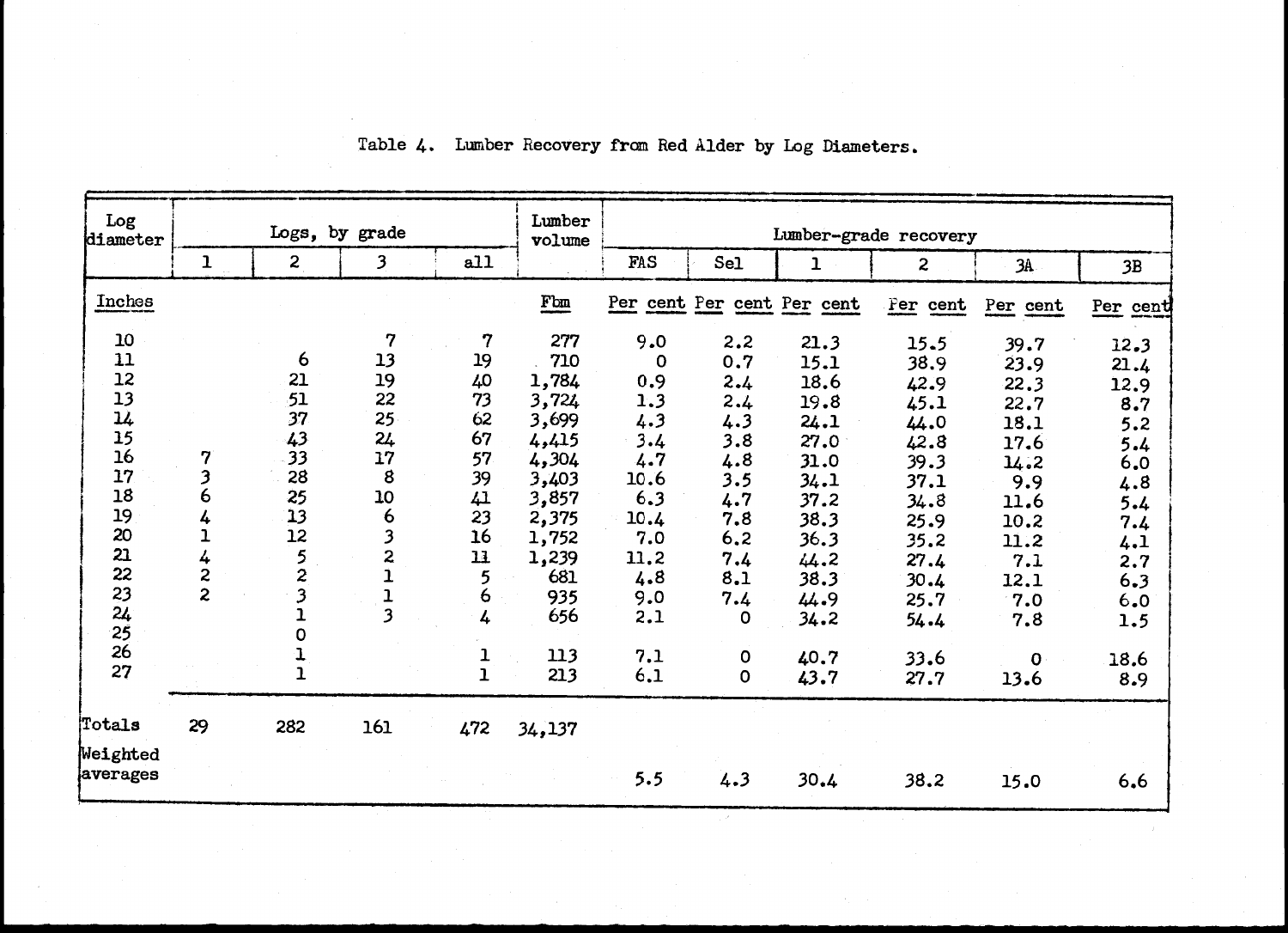Table 4. Lumber Recovery from Red Alder by Log Diameters.

| Log diameter | Logs, by grade | | | | Lumber volume | Lumber-grade recovery | | | | | |
|---|---|---|---|---|---|---|---|---|---|---|---|
| | 1 | 2 | 3 | all | | FAS | Sel | 1 | 2 | 3A | 3B |
| Inches | | | | | Fbm | Per cent | Per cent | Per cent | Per cent | Per cent | Per cent |
| 10 | | | 7 | 7 | 277 | 9.0 | 2.2 | 21.3 | 15.5 | 39.7 | 12.3 |
| 11 | | 6 | 13 | 19 | 710 | 0 | 0.7 | 15.1 | 38.9 | 23.9 | 21.4 |
| 12 | | 21 | 19 | 40 | 1,784 | 0.9 | 2.4 | 18.6 | 42.9 | 22.3 | 12.9 |
| 13 | | 51 | 22 | 73 | 3,724 | 1.3 | 2.4 | 19.8 | 45.1 | 22.7 | 8.7 |
| 14 | | 37 | 25 | 62 | 3,699 | 4.3 | 4.3 | 24.1 | 44.0 | 18.1 | 5.2 |
| 15 | | 43 | 24 | 67 | 4,415 | 3.4 | 3.8 | 27.0 | 42.8 | 17.6 | 5.4 |
| 16 | 7 | 33 | 17 | 57 | 4,304 | 4.7 | 4.8 | 31.0 | 39.3 | 14.2 | 6.0 |
| 17 | 3 | 28 | 8 | 39 | 3,403 | 10.6 | 3.5 | 34.1 | 37.1 | 9.9 | 4.8 |
| 18 | 6 | 25 | 10 | 41 | 3,857 | 6.3 | 4.7 | 37.2 | 34.8 | 11.6 | 5.4 |
| 19 | 4 | 13 | 6 | 23 | 2,375 | 10.4 | 7.8 | 38.3 | 25.9 | 10.2 | 7.4 |
| 20 | 1 | 12 | 3 | 16 | 1,752 | 7.0 | 6.2 | 36.3 | 35.2 | 11.2 | 4.1 |
| 21 | 4 | 5 | 2 | 11 | 1,239 | 11.2 | 7.4 | 44.2 | 27.4 | 7.1 | 2.7 |
| 22 | 2 | 2 | 1 | 5 | 681 | 4.8 | 8.1 | 38.3 | 30.4 | 12.1 | 6.3 |
| 23 | 2 | 3 | 1 | 6 | 935 | 9.0 | 7.4 | 44.9 | 25.7 | 7.0 | 6.0 |
| 24 | | 1 | 3 | 4 | 656 | 2.1 | 0 | 34.2 | 54.4 | 7.8 | 1.5 |
| 25 | | 0 | | | | | | | | | |
| 26 | | 1 | | 1 | 113 | 7.1 | 0 | 40.7 | 33.6 | 0 | 18.6 |
| 27 | | 1 | | 1 | 213 | 6.1 | 0 | 43.7 | 27.7 | 13.6 | 8.9 |
| Totals | 29 | 282 | 161 | 472 | 34,137 | | | | | | |
| Weighted averages | | | | | | 5.5 | 4.3 | 30.4 | 38.2 | 15.0 | 6.6 |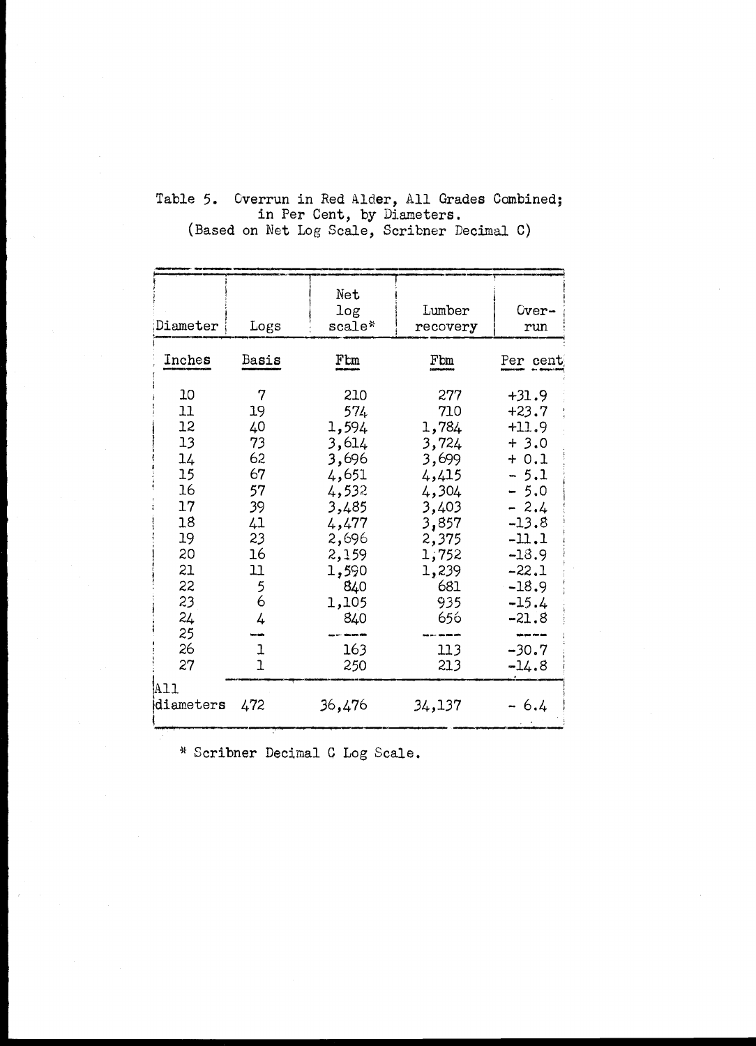Table 5. Overrun in Red Alder, All Grades Combined; in Per Cent, by Diameters. (Based on Net Log Scale, Scribner Decimal C)

| Diameter | Logs | Net log scale* | Lumber recovery | Overrun |
|---|---|---|---|---|
| Inches | Basis | Fbm | Fbm | Per cent |
| 10 | 7 | 210 | 277 | +31.9 |
| 11 | 19 | 574 | 710 | +23.7 |
| 12 | 40 | 1,594 | 1,784 | +11.9 |
| 13 | 73 | 3,614 | 3,724 | + 3.0 |
| 14 | 62 | 3,696 | 3,699 | + 0.1 |
| 15 | 67 | 4,651 | 4,415 | - 5.1 |
| 16 | 57 | 4,532 | 4,304 | - 5.0 |
| 17 | 39 | 3,485 | 3,403 | - 2.4 |
| 18 | 41 | 4,477 | 3,857 | -13.8 |
| 19 | 23 | 2,696 | 2,375 | -11.1 |
| 20 | 16 | 2,159 | 1,752 | -18.9 |
| 21 | 11 | 1,590 | 1,239 | -22.1 |
| 22 | 5 | 840 | 681 | -18.9 |
| 23 | 6 | 1,105 | 935 | -15.4 |
| 24 | 4 | 840 | 656 | -21.8 |
| 25 | -- | ----- | ----- | ---- |
| 26 | 1 | 163 | 113 | -30.7 |
| 27 | 1 | 250 | 213 | -14.8 |
| All diameters | 472 | 36,476 | 34,137 | - 6.4 |

\* Scribner Decimal C Log Scale.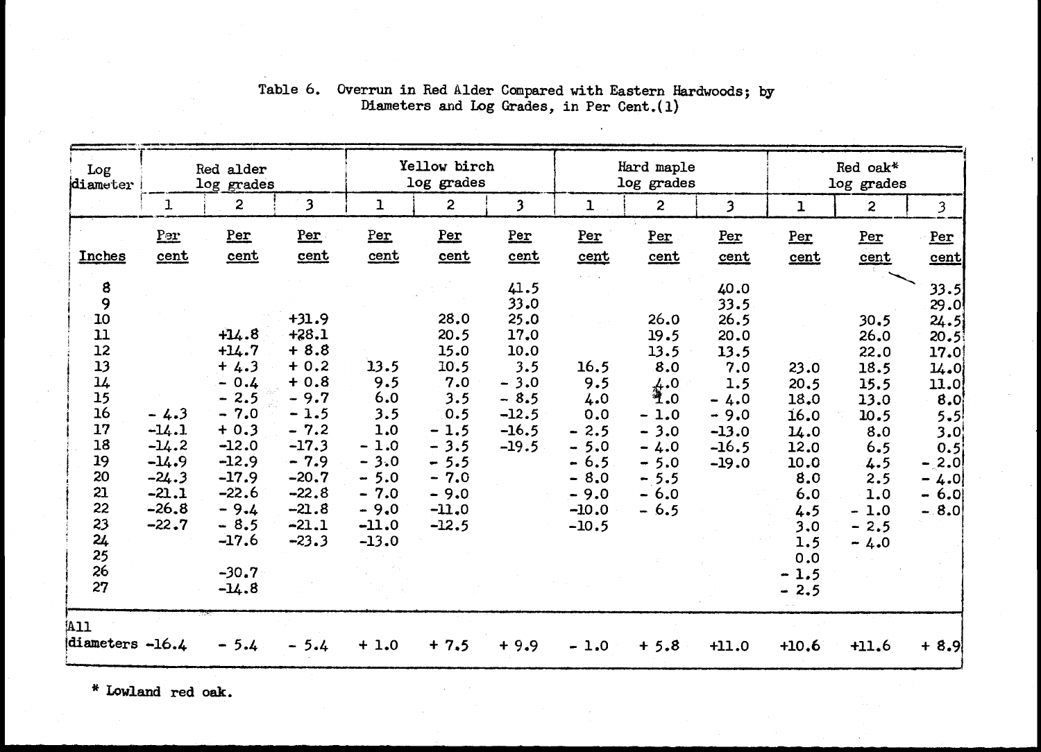Table 6. Overrun in Red Alder Compared with Eastern Hardwoods; by Diameters and Log Grades, in Per Cent.(1)

| Log diameter | Red alder log grades | | | Yellow birch log grades | | | Hard maple log grades | | | Red oak* log grades | | |
|---|---|---|---|---|---|---|---|---|---|---|---|---|
| | 1 | 2 | 3 | 1 | 2 | 3 | 1 | 2 | 3 | 1 | 2 | 3 |
| Inches | Per cent | Per cent | Per cent | Per cent | Per cent | Per cent | Per cent | Per cent | Per cent | Per cent | Per cent | Per cent |
| 8 | | | | | | 41.5 | | | 40.0 | | | 33.5 |
| 9 | | | | | | 33.0 | | | 33.5 | | | 29.0 |
| 10 | | | +31.9 | | 28.0 | 25.0 | | 26.0 | 26.5 | | 30.5 | 24.5 |
| 11 | | +14.8 | +28.1 | | 20.5 | 17.0 | | 19.5 | 20.0 | | 26.0 | 20.5 |
| 12 | | +14.7 | + 8.8 | | 15.0 | 10.0 | | 13.5 | 13.5 | | 22.0 | 17.0 |
| 13 | | + 4.3 | + 0.2 | 13.5 | 10.5 | 3.5 | 16.5 | 8.0 | 7.0 | 23.0 | 18.5 | 14.0 |
| 14 | | - 0.4 | + 0.8 | 9.5 | 7.0 | - 3.0 | 9.5 | 4.0 | 1.5 | 20.5 | 15.5 | 11.0 |
| 15 | | - 2.5 | - 9.7 | 6.0 | 3.5 | - 8.5 | 4.0 | 1.0 | - 4.0 | 18.0 | 13.0 | 8.0 |
| 16 | - 4.3 | - 7.0 | - 1.5 | 3.5 | 0.5 | -12.5 | 0.0 | - 1.0 | - 9.0 | 16.0 | 10.5 | 5.5 |
| 17 | -14.1 | + 0.3 | - 7.2 | 1.0 | - 1.5 | -16.5 | - 2.5 | - 3.0 | -13.0 | 14.0 | 8.0 | 3.0 |
| 18 | -14.2 | -12.0 | -17.3 | - 1.0 | - 3.5 | -19.5 | - 5.0 | - 4.0 | -16.5 | 12.0 | 6.5 | 0.5 |
| 19 | -14.9 | -12.9 | - 7.9 | - 3.0 | - 5.5 | | - 6.5 | - 5.0 | -19.0 | 10.0 | 4.5 | - 2.0 |
| 20 | -24.3 | -17.9 | -20.7 | - 5.0 | - 7.0 | | - 8.0 | - 5.5 | | 8.0 | 2.5 | - 4.0 |
| 21 | -21.1 | -22.6 | -22.8 | - 7.0 | - 9.0 | | - 9.0 | - 6.0 | | 6.0 | 1.0 | - 6.0 |
| 22 | -26.8 | - 9.4 | -21.8 | - 9.0 | -11.0 | | -10.0 | - 6.5 | | 4.5 | - 1.0 | - 8.0 |
| 23 | -22.7 | - 8.5 | -21.1 | -11.0 | -12.5 | | -10.5 | | | 3.0 | - 2.5 | |
| 24 | | -17.6 | -23.3 | -13.0 | | | | | | 1.5 | - 4.0 | |
| 25 | | | | | | | | | | 0.0 | | |
| 26 | | -30.7 | | | | | | | | - 1.5 | | |
| 27 | | -14.8 | | | | | | | | - 2.5 | | |
| All diameters | -16.4 | - 5.4 | - 5.4 | + 1.0 | + 7.5 | + 9.9 | - 1.0 | + 5.8 | +11.0 | +10.6 | +11.6 | + 8.9 |

\* Lowland red oak.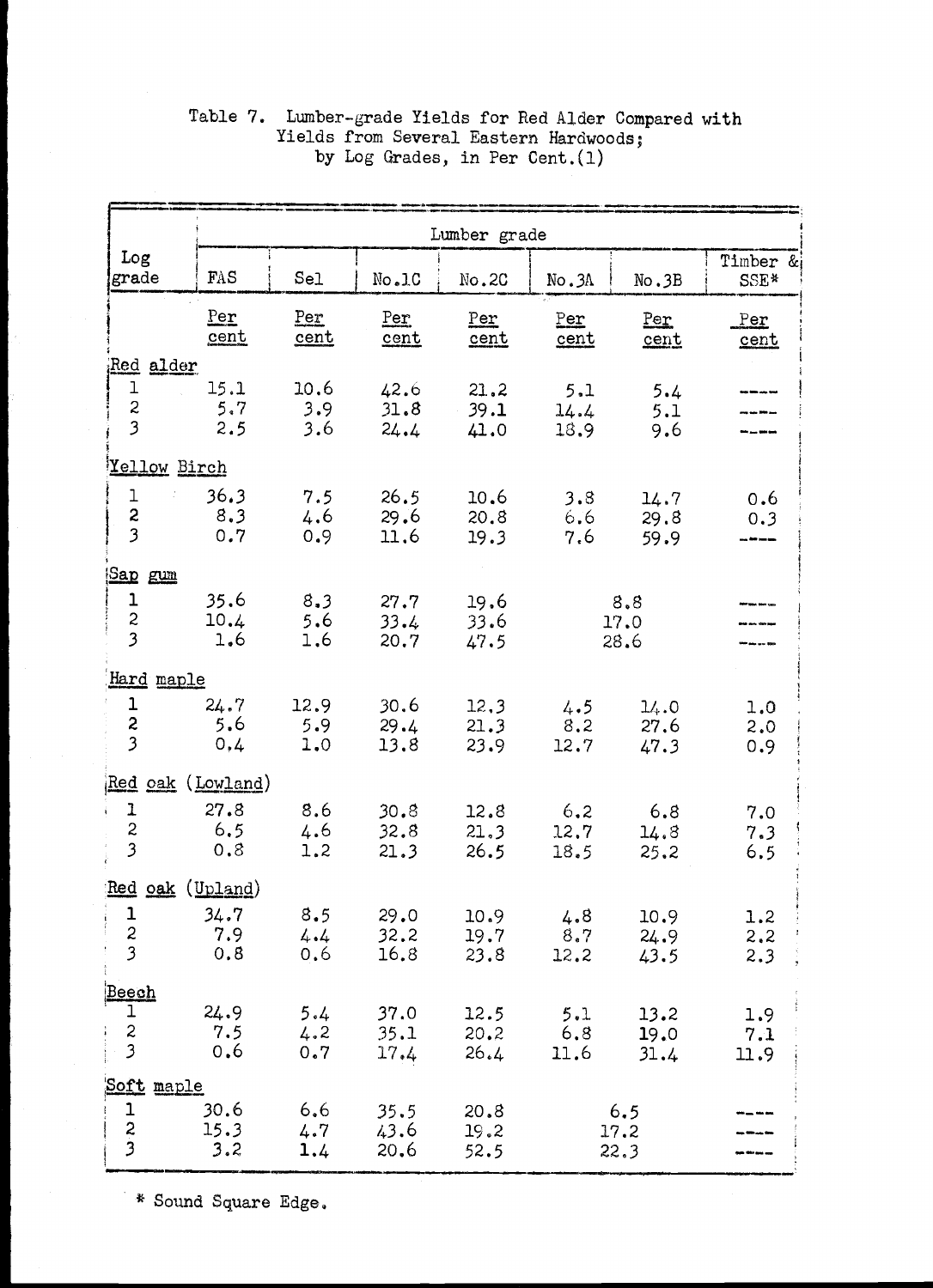Table 7. Lumber-grade Yields for Red Alder Compared with Yields from Several Eastern Hardwoods; by Log Grades, in Per Cent.(1)

| Log grade | Lumber grade | | | | | | |
|---|---|---|---|---|---|---|---|
| | FAS | Sel | No.1C | No.2C | No.3A | No.3B | Timber & SSE* |
| | Per cent | Per cent | Per cent | Per cent | Per cent | Per cent | Per cent |
| **Red alder** | | | | | | | |
| 1 | 15.1 | 10.6 | 42.6 | 21.2 | 5.1 | 5.4 | ---- |
| 2 | 5.7 | 3.9 | 31.8 | 39.1 | 14.4 | 5.1 | ---- |
| 3 | 2.5 | 3.6 | 24.4 | 41.0 | 18.9 | 9.6 | ---- |
| **Yellow Birch** | | | | | | | |
| 1 | 36.3 | 7.5 | 26.5 | 10.6 | 3.8 | 14.7 | 0.6 |
| 2 | 8.3 | 4.6 | 29.6 | 20.8 | 6.6 | 29.8 | 0.3 |
| 3 | 0.7 | 0.9 | 11.6 | 19.3 | 7.6 | 59.9 | ---- |
| **Sap gum** | | | | | | | |
| 1 | 35.6 | 8.3 | 27.7 | 19.6 | 8.8 | | ---- |
| 2 | 10.4 | 5.6 | 33.4 | 33.6 | 17.0 | | ---- |
| 3 | 1.6 | 1.6 | 20.7 | 47.5 | 28.6 | | ---- |
| **Hard maple** | | | | | | | |
| 1 | 24.7 | 12.9 | 30.6 | 12.3 | 4.5 | 14.0 | 1.0 |
| 2 | 5.6 | 5.9 | 29.4 | 21.3 | 8.2 | 27.6 | 2.0 |
| 3 | 0.4 | 1.0 | 13.8 | 23.9 | 12.7 | 47.3 | 0.9 |
| **Red oak (Lowland)** | | | | | | | |
| 1 | 27.8 | 8.6 | 30.8 | 12.8 | 6.2 | 6.8 | 7.0 |
| 2 | 6.5 | 4.6 | 32.8 | 21.3 | 12.7 | 14.8 | 7.3 |
| 3 | 0.8 | 1.2 | 21.3 | 26.5 | 18.5 | 25.2 | 6.5 |
| **Red oak (Upland)** | | | | | | | |
| 1 | 34.7 | 8.5 | 29.0 | 10.9 | 4.8 | 10.9 | 1.2 |
| 2 | 7.9 | 4.4 | 32.2 | 19.7 | 8.7 | 24.9 | 2.2 |
| 3 | 0.8 | 0.6 | 16.8 | 23.8 | 12.2 | 43.5 | 2.3 |
| **Beech** | | | | | | | |
| 1 | 24.9 | 5.4 | 37.0 | 12.5 | 5.1 | 13.2 | 1.9 |
| 2 | 7.5 | 4.2 | 35.1 | 20.2 | 6.8 | 19.0 | 7.1 |
| 3 | 0.6 | 0.7 | 17.4 | 26.4 | 11.6 | 31.4 | 11.9 |
| **Soft maple** | | | | | | | |
| 1 | 30.6 | 6.6 | 35.5 | 20.8 | 6.5 | | ---- |
| 2 | 15.3 | 4.7 | 43.6 | 19.2 | 17.2 | | ---- |
| 3 | 3.2 | 1.4 | 20.6 | 52.5 | 22.3 | | ---- |

\* Sound Square Edge.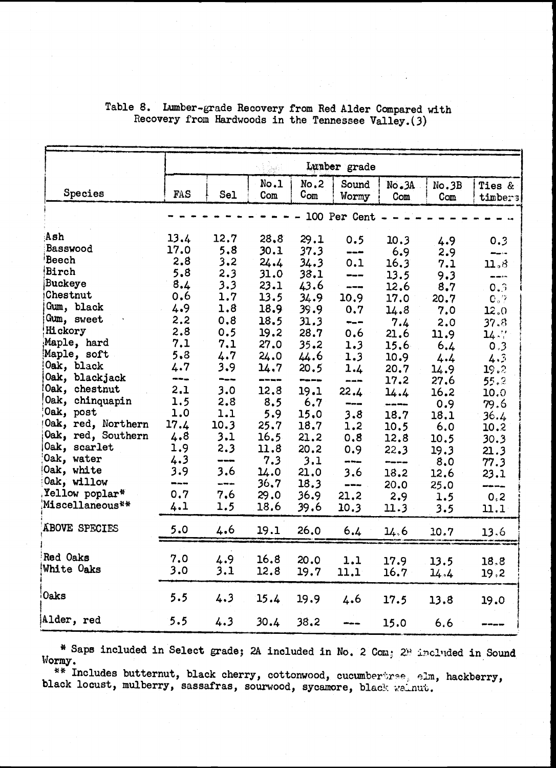Table 8. Lumber-grade Recovery from Red Alder Compared with Recovery from Hardwoods in the Tennessee Valley.(3)

| Species | FAS | Sel | No.1 Com | No.2 Com | Sound Wormy | No.3A Com | No.3B Com | Ties & timbers |
|---|---|---|---|---|---|---|---|---|
| | - - - - - - - - - - - - | | | 100 Per Cent | - - - - - - - - - - - - | | | |
| Ash | 13.4 | 12.7 | 28.8 | 29.1 | 0.5 | 10.3 | 4.9 | 0.3 |
| Basswood | 17.0 | 5.8 | 30.1 | 37.3 | --- | 6.9 | 2.9 | --- |
| Beech | 2.8 | 3.2 | 24.4 | 34.3 | 0.1 | 16.3 | 7.1 | 11.8 |
| Birch | 5.8 | 2.3 | 31.0 | 38.1 | --- | 13.5 | 9.3 | --- |
| Buckeye | 8.4 | 3.3 | 23.1 | 43.6 | --- | 12.6 | 8.7 | 0.3 |
| Chestnut | 0.6 | 1.7 | 13.5 | 34.9 | 10.9 | 17.0 | 20.7 | 0.7 |
| Gum, black | 4.9 | 1.8 | 18.9 | 39.9 | 0.7 | 14.8 | 7.0 | 12.0 |
| Gum, sweet | 2.2 | 0.8 | 18.5 | 31.3 | --- | 7.4 | 2.0 | 37.8 |
| Hickory | 2.8 | 0.5 | 19.2 | 28.7 | 0.6 | 21.6 | 11.9 | 14.7 |
| Maple, hard | 7.1 | 7.1 | 27.0 | 35.2 | 1.3 | 15.6 | 6.4 | 0.3 |
| Maple, soft | 5.8 | 4.7 | 24.0 | 44.6 | 1.3 | 10.9 | 4.4 | 4.3 |
| Oak, black | 4.7 | 3.9 | 14.7 | 20.5 | 1.4 | 20.7 | 14.9 | 19.2 |
| Oak, blackjack | --- | --- | ---- | ---- | --- | 17.2 | 27.6 | 55.2 |
| Oak, chestnut | 2.1 | 3.0 | 12.8 | 19.1 | 22.4 | 14.4 | 16.2 | 10.0 |
| Oak, chinquapin | 1.5 | 2.8 | 8.5 | 6.7 | --- | ---- | 0.9 | 79.6 |
| Oak, post | 1.0 | 1.1 | 5.9 | 15.0 | 3.8 | 18.7 | 18.1 | 36.4 |
| Oak, red, Northern | 17.4 | 10.3 | 25.7 | 18.7 | 1.2 | 10.5 | 6.0 | 10.2 |
| Oak, red, Southern | 4.8 | 3.1 | 16.5 | 21.2 | 0.8 | 12.8 | 10.5 | 30.3 |
| Oak, scarlet | 1.9 | 2.3 | 11.8 | 20.2 | 0.9 | 22.3 | 19.3 | 21.3 |
| Oak, water | 4.3 | --- | 7.3 | 3.1 | --- | ---- | 8.0 | 77.3 |
| Oak, white | 3.9 | 3.6 | 14.0 | 21.0 | 3.6 | 18.2 | 12.6 | 23.1 |
| Oak, willow | --- | --- | 36.7 | 18.3 | --- | 20.0 | 25.0 | ---- |
| Yellow poplar* | 0.7 | 7.6 | 29.0 | 36.9 | 21.2 | 2.9 | 1.5 | 0.2 |
| Miscellaneous** | 4.1 | 1.5 | 18.6 | 39.6 | 10.3 | 11.3 | 3.5 | 11.1 |
| ABOVE SPECIES | 5.0 | 4.6 | 19.1 | 26.0 | 6.4 | 14.6 | 10.7 | 13.6 |
| Red Oaks | 7.0 | 4.9 | 16.8 | 20.0 | 1.1 | 17.9 | 13.5 | 18.8 |
| White Oaks | 3.0 | 3.1 | 12.8 | 19.7 | 11.1 | 16.7 | 14.4 | 19.2 |
| Oaks | 5.5 | 4.3 | 15.4 | 19.9 | 4.6 | 17.5 | 13.8 | 19.0 |
| Alder, red | 5.5 | 4.3 | 30.4 | 38.2 | --- | 15.0 | 6.6 | ---- |

\* Saps included in Select grade; 2A included in No. 2 Com; 2B included in Sound Wormy.

\*\* Includes butternut, black cherry, cottonwood, cucumbertree, elm, hackberry, black locust, mulberry, sassafras, sourwood, sycamore, black walnut.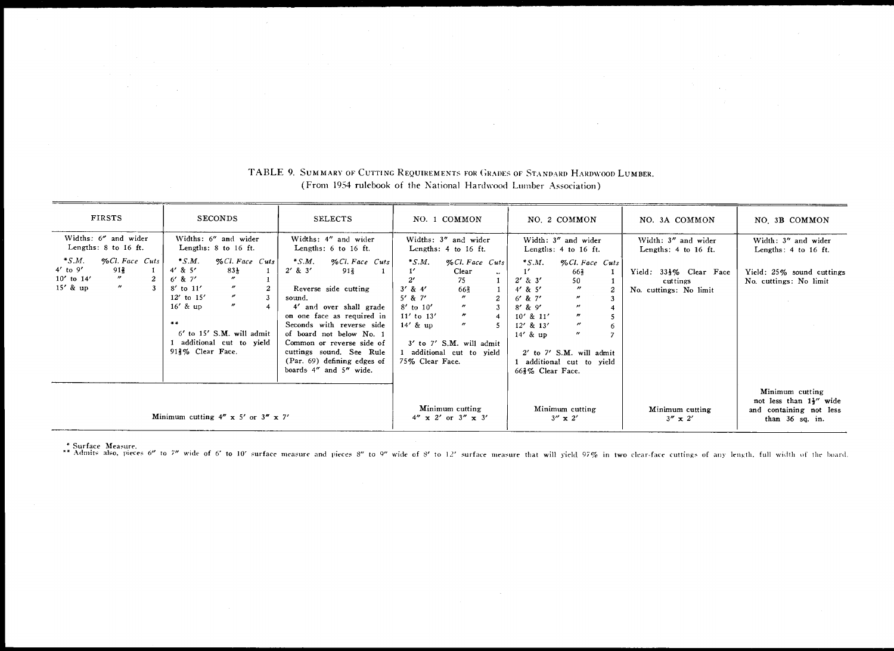TABLE 9. SUMMARY OF CUTTING REQUIREMENTS FOR GRADES OF STANDARD HARDWOOD LUMBER.
(From 1954 rulebook of the National Hardwood Lumber Association)

| FIRSTS | SECONDS | SELECTS | NO. 1 COMMON | NO. 2 COMMON | NO. 3A COMMON | NO. 3B COMMON |
|---|---|---|---|---|---|---|
| Widths: 6" and wider<br>Lengths: 8 to 16 ft. | Widths: 6" and wider<br>Lengths: 8 to 16 ft. | Widths: 4" and wider<br>Lengths: 6 to 16 ft. | Widths: 3" and wider<br>Lengths: 4 to 16 ft. | Width: 3" and wider<br>Lengths: 4 to 16 ft. | Width: 3" and wider<br>Lengths: 4 to 16 ft. | Width: 3" and wider<br>Lengths: 4 to 16 ft. |
| *S.M. — %Cl. Face — Cuts<br>4' to 9' — 91⅔ — 1<br>10' to 14' — " — 2<br>15' & up — " — 3 | *S.M. — %Cl. Face — Cuts<br>4' & 5' — 83⅓ — 1<br>6' & 7' — " — 1<br>8' to 11' — " — 2<br>12' to 15' — " — 3<br>16' & up — " — 4<br><br>**<br>6' to 15' S.M. will admit 1 additional cut to yield 91⅔% Clear Face. | *S.M. — %Cl. Face — Cuts<br>2' & 3' — 91⅔ — 1<br><br>Reverse side cutting sound.<br>4' and over shall grade on one face as required in Seconds with reverse side of board not below No. 1 Common or reverse side of cuttings sound. See Rule (Par. 69) defining edges of boards 4" and 5" wide. | *S.M. — %Cl. Face — Cuts<br>1' — Clear — ..<br>2' — 75 — 1<br>3' & 4' — 66⅔ — 1<br>5' & 7' — " — 2<br>8' to 10' — " — 3<br>11' to 13' — " — 4<br>14' & up — " — 5<br><br>3' to 7' S.M. will admit 1 additional cut to yield 75% Clear Face. | *S.M. — %Cl. Face — Cuts<br>1' — 66⅔ — 1<br>2' & 3' — 50 — 1<br>4' & 5' — " — 2<br>6' & 7' — " — 3<br>8' & 9' — " — 4<br>10' & 11' — " — 5<br>12' & 13' — " — 6<br>14' & up — " — 7<br><br>2' to 7' S.M. will admit 1 additional cut to yield 66⅔% Clear Face. | Yield: 33⅓% Clear Face cuttings<br>No. cuttings: No limit | Yield: 25% sound cuttings<br>No. cuttings: No limit |
| Minimum cutting 4" x 5' or 3" x 7' | | | Minimum cutting<br>4" x 2' or 3" x 3' | Minimum cutting<br>3" x 2' | Minimum cutting<br>3" x 2' | Minimum cutting not less than 1½" wide and containing not less than 36 sq. in. |

\* Surface Measure.
\*\* Admits also, pieces 6" to 7" wide of 6' to 10' surface measure and pieces 8" to 9" wide of 8' to 12' surface measure that will yield 97% in two clear-face cuttings of any length, full width of the board.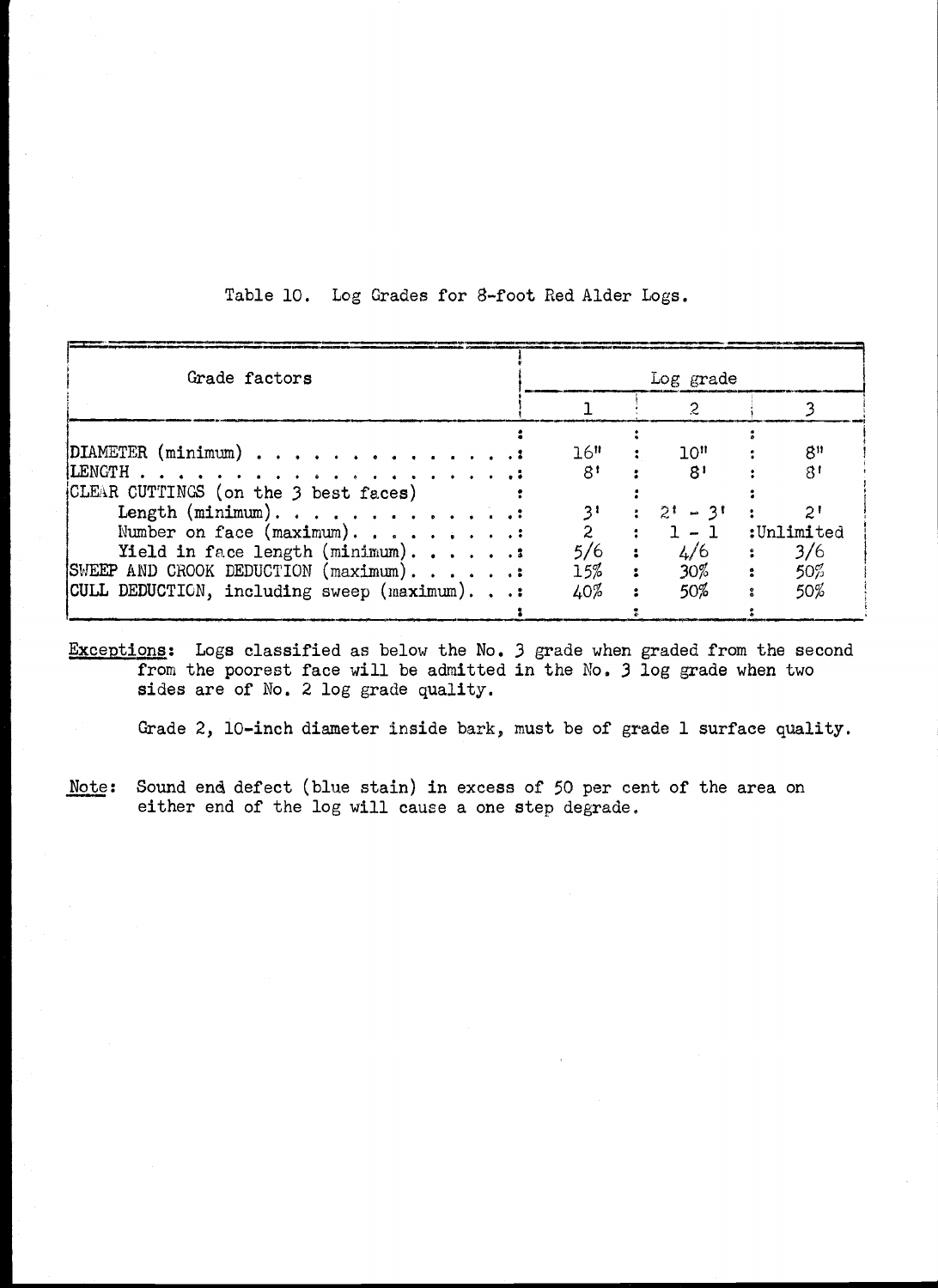Table 10. Log Grades for 8-foot Red Alder Logs.

| Grade factors | Log grade | | |
|---|---|---|---|
| | 1 | 2 | 3 |
| DIAMETER (minimum) | 16" | 10" | 8" |
| LENGTH | 8' | 8' | 8' |
| CLEAR CUTTINGS (on the 3 best faces) | | | |
| Length (minimum) | 3' | 2' - 3' | 2' |
| Number on face (maximum) | 2 | 1 - 1 | Unlimited |
| Yield in face length (minimum) | 5/6 | 4/6 | 3/6 |
| SWEEP AND CROOK DEDUCTION (maximum) | 15% | 30% | 50% |
| CULL DEDUCTION, including sweep (maximum) | 40% | 50% | 50% |

<u>Exceptions</u>: Logs classified as below the No. 3 grade when graded from the second from the poorest face will be admitted in the No. 3 log grade when two sides are of No. 2 log grade quality.

Grade 2, 10-inch diameter inside bark, must be of grade 1 surface quality.

<u>Note</u>: Sound end defect (blue stain) in excess of 50 per cent of the area on either end of the log will cause a one step degrade.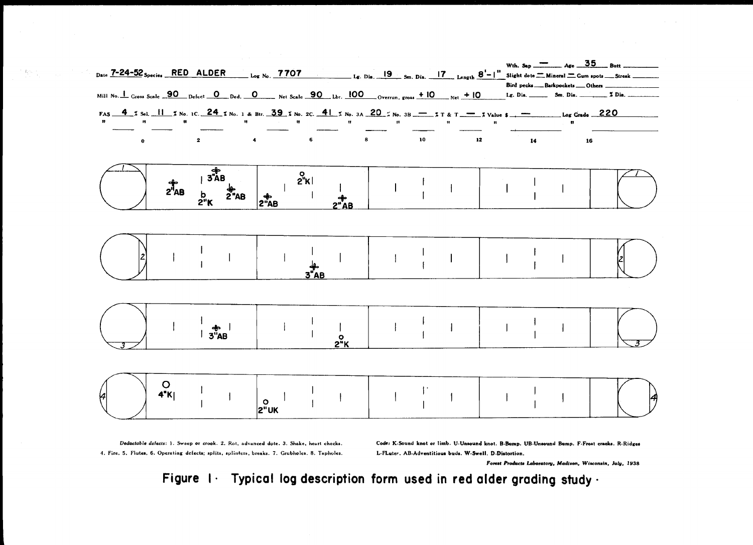Date 7-24-52 Species RED ALDER Log No. 7707 Lg. Dia. 19 Sm. Dia. 17 Length 8'-1" Wth. Sap — Age 35 Butt ____ Slight dote — Mineral — Gum spots ____ Streak ____ Bird pecks ____ Barkpockets ____ Others ____

Mill No. 1 Gross Scale 90 Defect 0 Ded. 0 Net Scale 90 Lbr. 100 Overrun, gross + 10 Net + 10 Lg. Dia. ____ Sm. Dia. ____ % Dia. ____

FAS 4 % Sel. 11 % No. 1C. 24 % No. 1 & Btr. 39 % No. 2C. 41 % No. 3A 20 % No. 3B — % T & T — % Value $ — Log Grade 220

0 2 4 6 8 10 12 14 16

Face 1: 2"AB, 3"AB, 2"K, 2"AB, 2"AB, 2"K, 2"AB

Face 2: 3"AB

Face 3: 3"AB, 2"K

Face 4: 4"K, 2"UK

*Deductable defects:* 1. Sweep or crook. 2. Rot, advanced dote. 3. Shake, heart checks. 4. Fire. 5. Flutes. 6. Operating defects; splits, splinters, breaks. 7. Grubholes. 8. Tapholes.

*Code:* K-Sound knot or limb. U-Unsound knot. B-Bump. UB-Unsound Bump. F-Frost cracks. R-Ridges L-FLuter. AB-Adventitious buds. W-Swell. D-Distortion.

*Forest Products Laboratory, Madison, Wisconsin, July, 1938*

Figure 1. Typical log description form used in red alder grading study.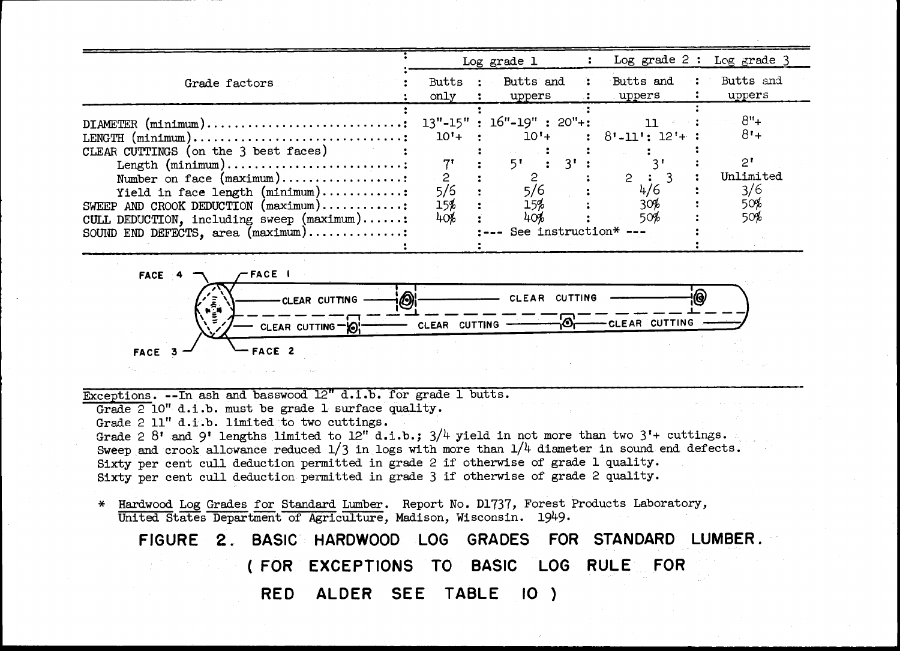| Grade factors | Log grade 1 | | | Log grade 2 | Log grade 3 |
|---|---|---|---|---|---|
| | Butts only | Butts and uppers | | Butts and uppers | Butts and uppers |
| DIAMETER (minimum) | 13"-15" | 16"-19" | 20"+ | 11 | 8"+ |
| LENGTH (minimum) | 10'+ | 10'+ | | 8'-11' : 12'+ | 8'+ |
| CLEAR CUTTINGS (on the 3 best faces) | | | | | |
| Length (minimum) | 7' | 5' | 3' | 3' | 2' |
| Number on face (maximum) | 2 | 2 | | 2 : 3 | Unlimited |
| Yield in face length (minimum) | 5/6 | 5/6 | | 4/6 | 3/6 |
| SWEEP AND CROOK DEDUCTION (maximum) | 15% | 15% | | 30% | 50% |
| CULL DEDUCTION, including sweep (maximum) | 40% | 40% | | 50% | 50% |
| SOUND END DEFECTS, area (maximum) | | --- See instruction* --- | | | |

FACE 4 — FACE 1 — CLEAR CUTTING — CLEAR CUTTING — FACE 3 — FACE 2 — CLEAR CUTTING — CLEAR CUTTING — CLEAR CUTTING

Exceptions. --In ash and basswood 12" d.i.b. for grade 1 butts.
Grade 2 10" d.i.b. must be grade 1 surface quality.
Grade 2 11" d.i.b. limited to two cuttings.
Grade 2 8' and 9' lengths limited to 12" d.i.b.; 3/4 yield in not more than two 3'+ cuttings.
Sweep and crook allowance reduced 1/3 in logs with more than 1/4 diameter in sound end defects.
Sixty per cent cull deduction permitted in grade 2 if otherwise of grade 1 quality.
Sixty per cent cull deduction permitted in grade 3 if otherwise of grade 2 quality.

\* Hardwood Log Grades for Standard Lumber. Report No. D1737, Forest Products Laboratory, United States Department of Agriculture, Madison, Wisconsin. 1949.

**FIGURE 2. BASIC HARDWOOD LOG GRADES FOR STANDARD LUMBER.**
**(FOR EXCEPTIONS TO BASIC LOG RULE FOR RED ALDER SEE TABLE 10)**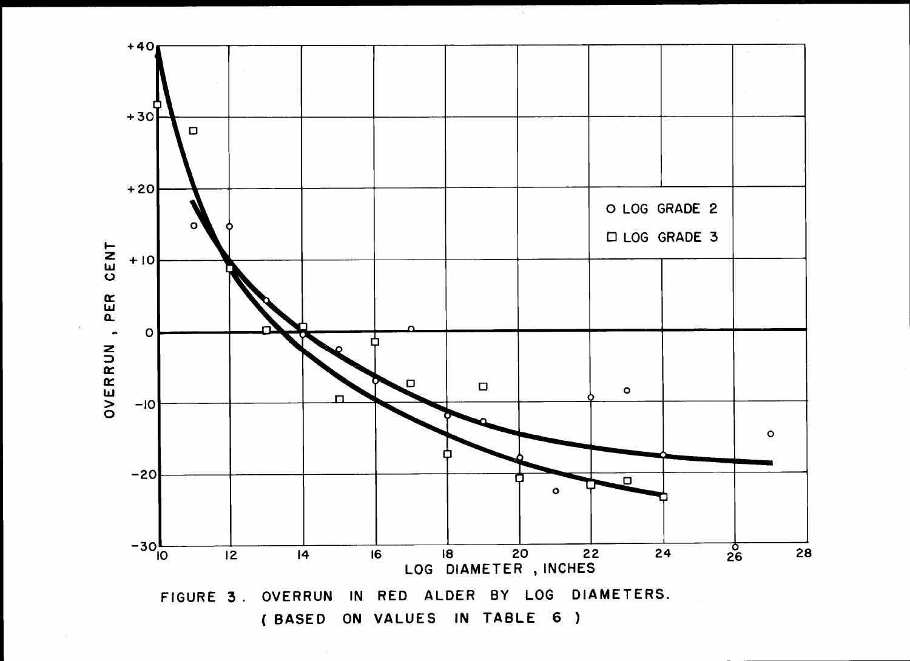FIGURE 3. OVERRUN IN RED ALDER BY LOG DIAMETERS.
(BASED ON VALUES IN TABLE 6)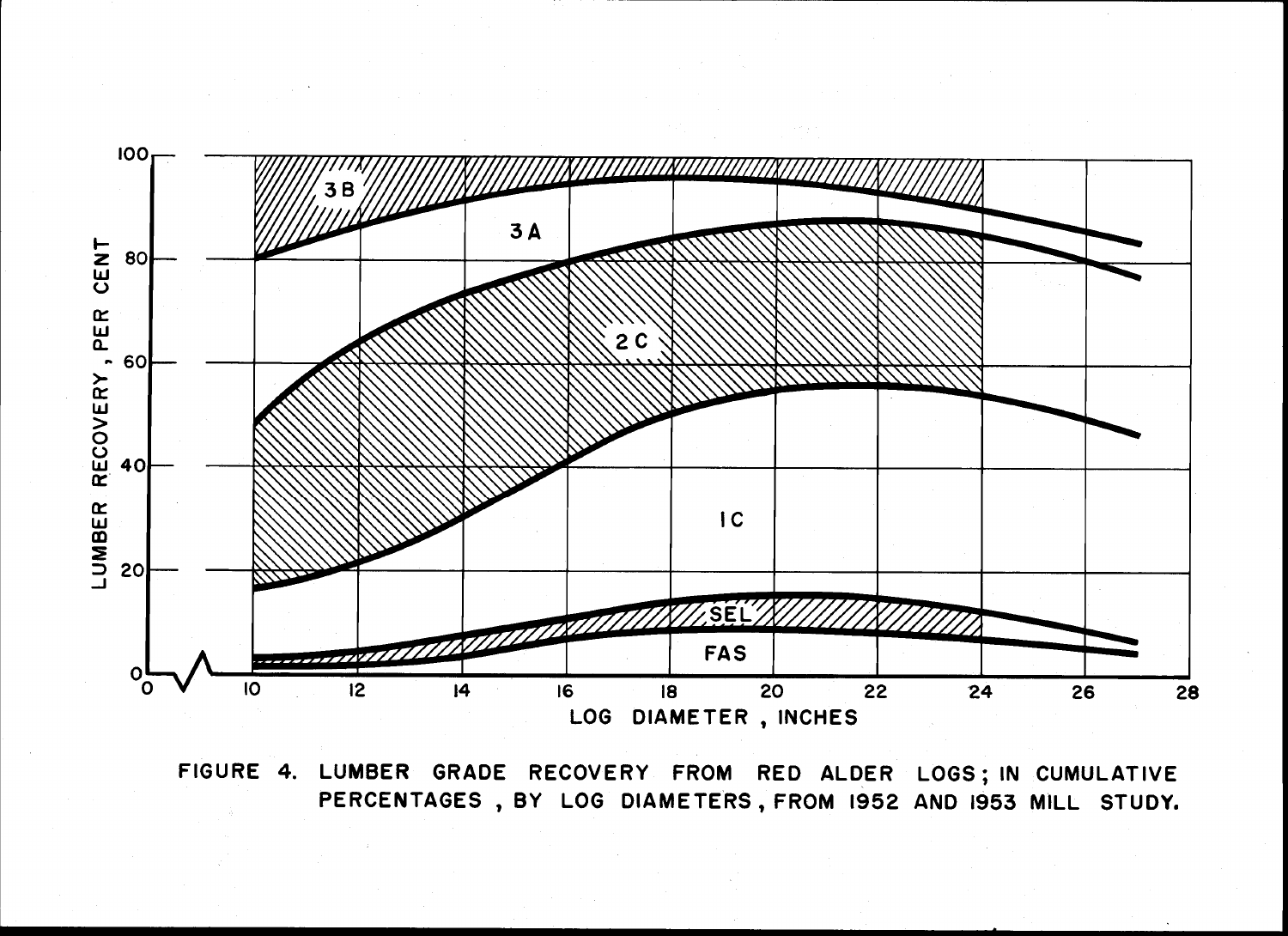100

80

60

40

20

0

LUMBER RECOVERY, PER CENT

0

10

12

14

16

18

20

22

24

26

28

LOG DIAMETER, INCHES

3 B

3 A

2 C

1 C

SEL

FAS

FIGURE 4. LUMBER GRADE RECOVERY FROM RED ALDER LOGS; IN CUMULATIVE PERCENTAGES, BY LOG DIAMETERS, FROM 1952 AND 1953 MILL STUDY.